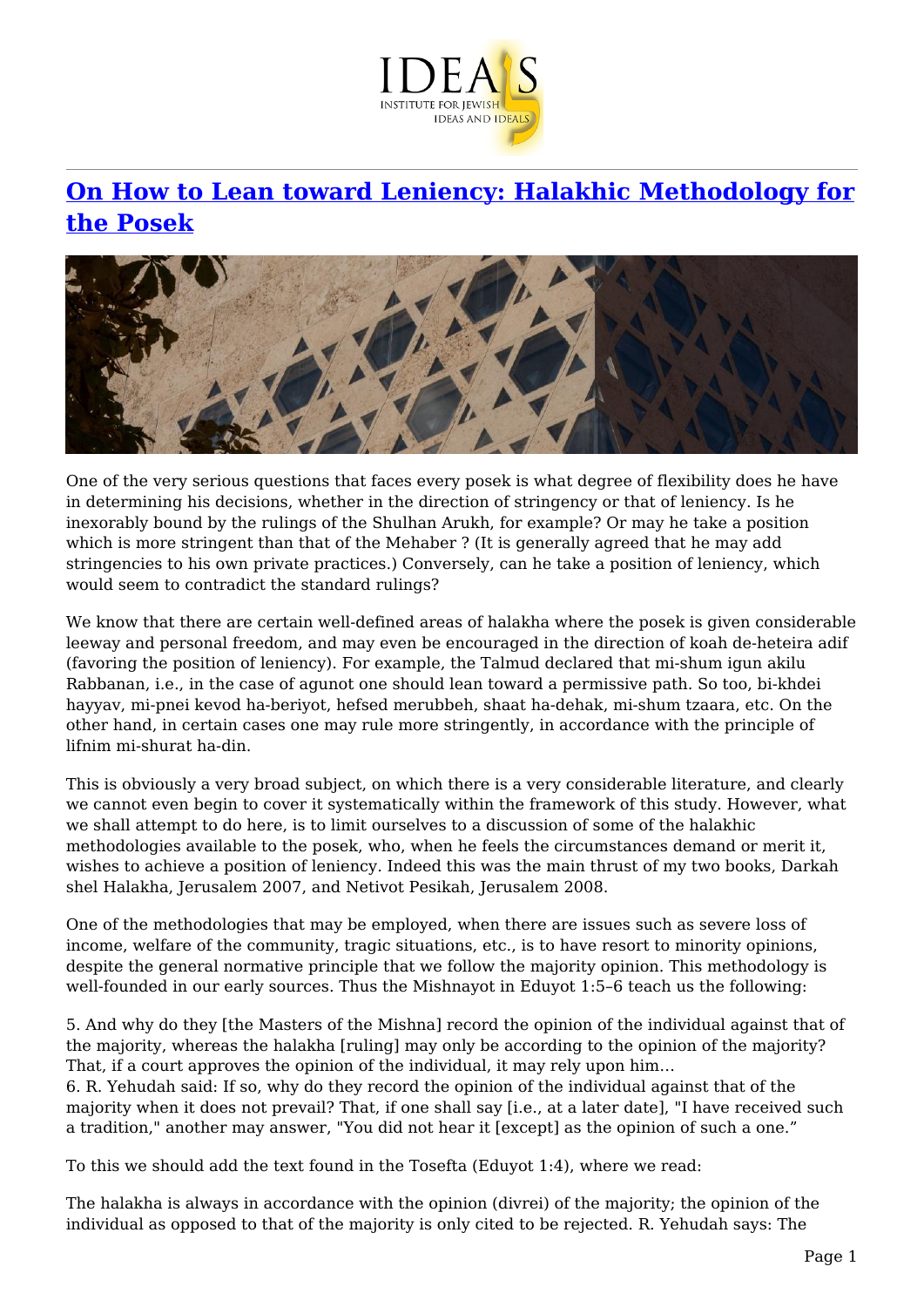# [On How to Lean toward Leniency: Halakhic Methodology for the Posek]

One of the very serious questions that faces every posek is what degree of flexibility does he have in determining his decisions, whether in the direction of stringency or that of leniency. Is he inexorably bound by the rulings of the Shulhan Arukh, for example? Or may he take a position which is more stringent than that of the Mehaber ? (It is generally agreed that he may add stringencies to his own private practices.) Conversely, can he take a position of leniency, which would seem to contradict the standard rulings?

We know that there are certain well-defined areas of halakha where the posek is given considerable leeway and personal freedom, and may even be encouraged in the direction of koah de-heteira adif (favoring the position of leniency). For example, the Talmud declared that mi-shum igun akilu Rabbanan, i.e., in the case of agunot one should lean toward a permissive path. So too, bi-khdei hayyav, mi-pnei kevod ha-beriyot, hefsed merubbeh, shaat ha-dehak, mi-shum tzaara, etc. On the other hand, in certain cases one may rule more stringently, in accordance with the principle of lifnim mi-shurat ha-din.

This is obviously a very broad subject, on which there is a very considerable literature, and clearly we cannot even begin to cover it systematically within the framework of this study. However, what we shall attempt to do here, is to limit ourselves to a discussion of some of the halakhic methodologies available to the posek, who, when he feels the circumstances demand or merit it, wishes to achieve a position of leniency. Indeed this was the main thrust of my two books, Darkah shel Halakha, Jerusalem 2007, and Netivot Pesikah, Jerusalem 2008.

One of the methodologies that may be employed, when there are issues such as severe loss of income, welfare of the community, tragic situations, etc., is to have resort to minority opinions, despite the general normative principle that we follow the majority opinion. This methodology is well-founded in our early sources. Thus the Mishnayot in Eduyot 1:5–6 teach us the following:

5. And why do they [the Masters of the Mishna] record the opinion of the individual against that of the majority, whereas the halakha [ruling] may only be according to the opinion of the majority? That, if a court approves the opinion of the individual, it may rely upon him…
6. R. Yehudah said: If so, why do they record the opinion of the individual against that of the majority when it does not prevail? That, if one shall say [i.e., at a later date], "I have received such a tradition," another may answer, "You did not hear it [except] as the opinion of such a one."

To this we should add the text found in the Tosefta (Eduyot 1:4), where we read:

The halakha is always in accordance with the opinion (divrei) of the majority; the opinion of the individual as opposed to that of the majority is only cited to be rejected. R. Yehudah says: The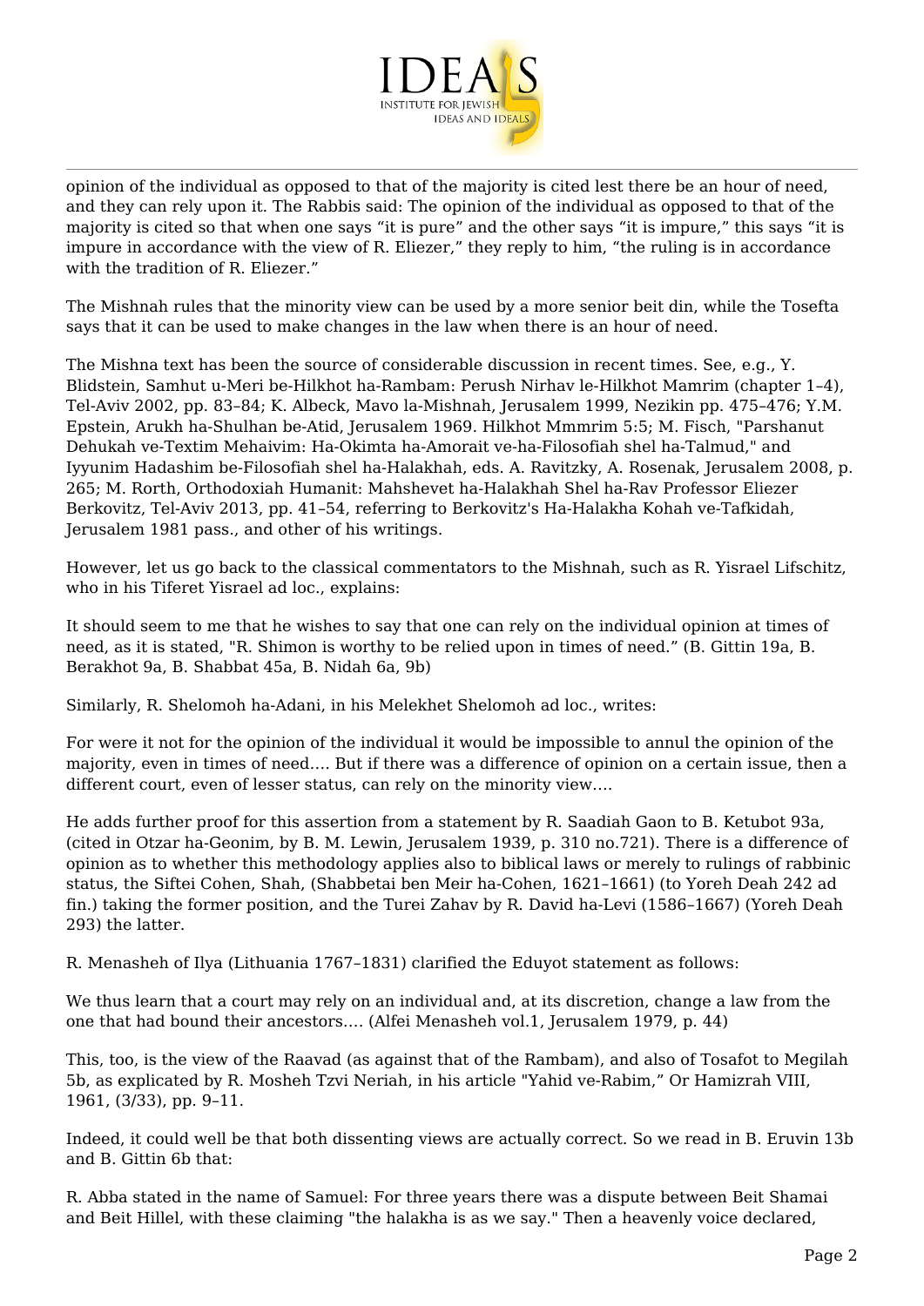opinion of the individual as opposed to that of the majority is cited lest there be an hour of need, and they can rely upon it. The Rabbis said: The opinion of the individual as opposed to that of the majority is cited so that when one says "it is pure" and the other says "it is impure," this says "it is impure in accordance with the view of R. Eliezer," they reply to him, "the ruling is in accordance with the tradition of R. Eliezer."

The Mishnah rules that the minority view can be used by a more senior beit din, while the Tosefta says that it can be used to make changes in the law when there is an hour of need.

The Mishna text has been the source of considerable discussion in recent times. See, e.g., Y. Blidstein, Samhut u-Meri be-Hilkhot ha-Rambam: Perush Nirhav le-Hilkhot Mamrim (chapter 1–4), Tel-Aviv 2002, pp. 83–84; K. Albeck, Mavo la-Mishnah, Jerusalem 1999, Nezikin pp. 475–476; Y.M. Epstein, Arukh ha-Shulhan be-Atid, Jerusalem 1969. Hilkhot Mmmrim 5:5; M. Fisch, "Parshanut Dehukah ve-Textim Mehaivim: Ha-Okimta ha-Amorait ve-ha-Filosofiah shel ha-Talmud," and Iyyunim Hadashim be-Filosofiah shel ha-Halakhah, eds. A. Ravitzky, A. Rosenak, Jerusalem 2008, p. 265; M. Rorth, Orthodoxiah Humanit: Mahshevet ha-Halakhah Shel ha-Rav Professor Eliezer Berkovitz, Tel-Aviv 2013, pp. 41–54, referring to Berkovitz's Ha-Halakha Kohah ve-Tafkidah, Jerusalem 1981 pass., and other of his writings.

However, let us go back to the classical commentators to the Mishnah, such as R. Yisrael Lifschitz, who in his Tiferet Yisrael ad loc., explains:

It should seem to me that he wishes to say that one can rely on the individual opinion at times of need, as it is stated, "R. Shimon is worthy to be relied upon in times of need." (B. Gittin 19a, B. Berakhot 9a, B. Shabbat 45a, B. Nidah 6a, 9b)

Similarly, R. Shelomoh ha-Adani, in his Melekhet Shelomoh ad loc., writes:

For were it not for the opinion of the individual it would be impossible to annul the opinion of the majority, even in times of need.... But if there was a difference of opinion on a certain issue, then a different court, even of lesser status, can rely on the minority view....

He adds further proof for this assertion from a statement by R. Saadiah Gaon to B. Ketubot 93a, (cited in Otzar ha-Geonim, by B. M. Lewin, Jerusalem 1939, p. 310 no.721). There is a difference of opinion as to whether this methodology applies also to biblical laws or merely to rulings of rabbinic status, the Siftei Cohen, Shah, (Shabbetai ben Meir ha-Cohen, 1621–1661) (to Yoreh Deah 242 ad fin.) taking the former position, and the Turei Zahav by R. David ha-Levi (1586–1667) (Yoreh Deah 293) the latter.

R. Menasheh of Ilya (Lithuania 1767–1831) clarified the Eduyot statement as follows:

We thus learn that a court may rely on an individual and, at its discretion, change a law from the one that had bound their ancestors.... (Alfei Menasheh vol.1, Jerusalem 1979, p. 44)

This, too, is the view of the Raavad (as against that of the Rambam), and also of Tosafot to Megilah 5b, as explicated by R. Mosheh Tzvi Neriah, in his article "Yahid ve-Rabim," Or Hamizrah VIII, 1961, (3/33), pp. 9–11.

Indeed, it could well be that both dissenting views are actually correct. So we read in B. Eruvin 13b and B. Gittin 6b that:

R. Abba stated in the name of Samuel: For three years there was a dispute between Beit Shamai and Beit Hillel, with these claiming "the halakha is as we say." Then a heavenly voice declared,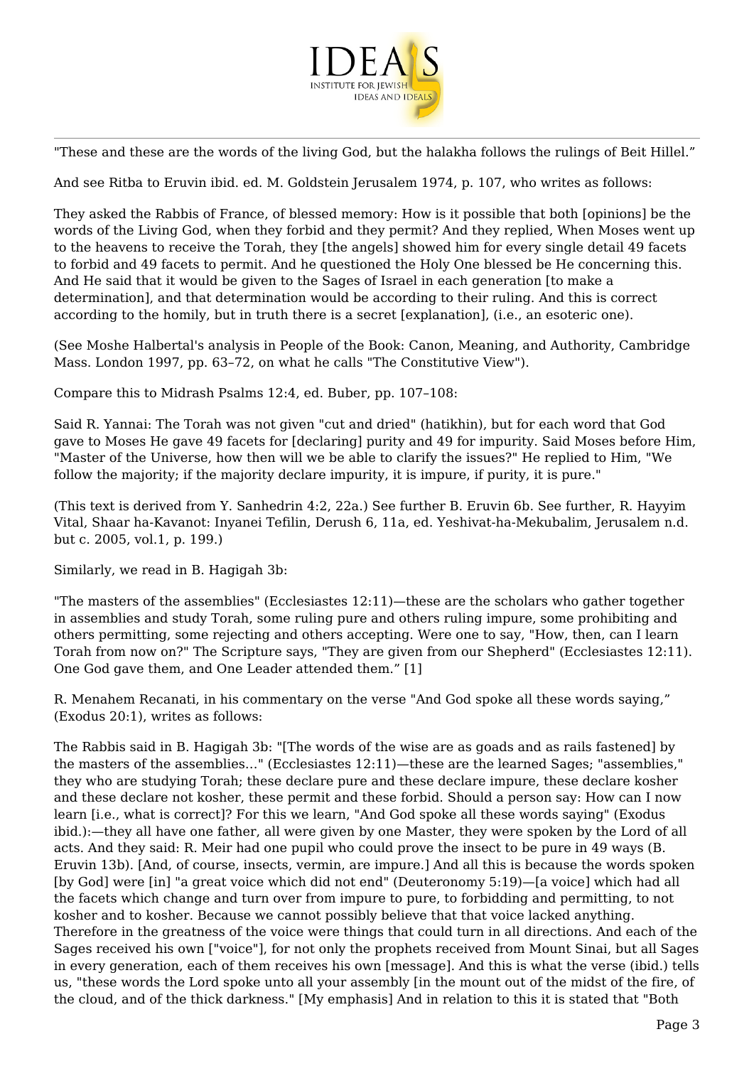"These and these are the words of the living God, but the halakha follows the rulings of Beit Hillel."

And see Ritba to Eruvin ibid. ed. M. Goldstein Jerusalem 1974, p. 107, who writes as follows:

They asked the Rabbis of France, of blessed memory: How is it possible that both [opinions] be the words of the Living God, when they forbid and they permit? And they replied, When Moses went up to the heavens to receive the Torah, they [the angels] showed him for every single detail 49 facets to forbid and 49 facets to permit. And he questioned the Holy One blessed be He concerning this. And He said that it would be given to the Sages of Israel in each generation [to make a determination], and that determination would be according to their ruling. And this is correct according to the homily, but in truth there is a secret [explanation], (i.e., an esoteric one).

(See Moshe Halbertal's analysis in People of the Book: Canon, Meaning, and Authority, Cambridge Mass. London 1997, pp. 63–72, on what he calls "The Constitutive View").

Compare this to Midrash Psalms 12:4, ed. Buber, pp. 107–108:

Said R. Yannai: The Torah was not given "cut and dried" (hatikhin), but for each word that God gave to Moses He gave 49 facets for [declaring] purity and 49 for impurity. Said Moses before Him, "Master of the Universe, how then will we be able to clarify the issues?" He replied to Him, "We follow the majority; if the majority declare impurity, it is impure, if purity, it is pure."

(This text is derived from Y. Sanhedrin 4:2, 22a.) See further B. Eruvin 6b. See further, R. Hayyim Vital, Shaar ha-Kavanot: Inyanei Tefilin, Derush 6, 11a, ed. Yeshivat-ha-Mekubalim, Jerusalem n.d. but c. 2005, vol.1, p. 199.)

Similarly, we read in B. Hagigah 3b:

"The masters of the assemblies" (Ecclesiastes 12:11)—these are the scholars who gather together in assemblies and study Torah, some ruling pure and others ruling impure, some prohibiting and others permitting, some rejecting and others accepting. Were one to say, "How, then, can I learn Torah from now on?" The Scripture says, "They are given from our Shepherd" (Ecclesiastes 12:11). One God gave them, and One Leader attended them." [1]

R. Menahem Recanati, in his commentary on the verse "And God spoke all these words saying," (Exodus 20:1), writes as follows:

The Rabbis said in B. Hagigah 3b: "[The words of the wise are as goads and as rails fastened] by the masters of the assemblies…" (Ecclesiastes 12:11)—these are the learned Sages; "assemblies," they who are studying Torah; these declare pure and these declare impure, these declare kosher and these declare not kosher, these permit and these forbid. Should a person say: How can I now learn [i.e., what is correct]? For this we learn, "And God spoke all these words saying" (Exodus ibid.):—they all have one father, all were given by one Master, they were spoken by the Lord of all acts. And they said: R. Meir had one pupil who could prove the insect to be pure in 49 ways (B. Eruvin 13b). [And, of course, insects, vermin, are impure.] And all this is because the words spoken [by God] were [in] "a great voice which did not end" (Deuteronomy 5:19)—[a voice] which had all the facets which change and turn over from impure to pure, to forbidding and permitting, to not kosher and to kosher. Because we cannot possibly believe that that voice lacked anything. Therefore in the greatness of the voice were things that could turn in all directions. And each of the Sages received his own ["voice"], for not only the prophets received from Mount Sinai, but all Sages in every generation, each of them receives his own [message]. And this is what the verse (ibid.) tells us, "these words the Lord spoke unto all your assembly [in the mount out of the midst of the fire, of the cloud, and of the thick darkness." [My emphasis] And in relation to this it is stated that "Both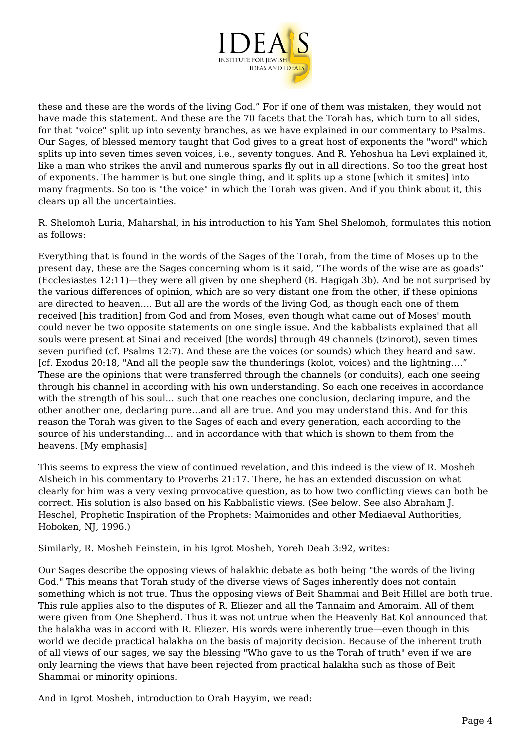these and these are the words of the living God." For if one of them was mistaken, they would not have made this statement. And these are the 70 facets that the Torah has, which turn to all sides, for that "voice" split up into seventy branches, as we have explained in our commentary to Psalms. Our Sages, of blessed memory taught that God gives to a great host of exponents the "word" which splits up into seven times seven voices, i.e., seventy tongues. And R. Yehoshua ha Levi explained it, like a man who strikes the anvil and numerous sparks fly out in all directions. So too the great host of exponents. The hammer is but one single thing, and it splits up a stone [which it smites] into many fragments. So too is "the voice" in which the Torah was given. And if you think about it, this clears up all the uncertainties.

R. Shelomoh Luria, Maharshal, in his introduction to his Yam Shel Shelomoh, formulates this notion as follows:

Everything that is found in the words of the Sages of the Torah, from the time of Moses up to the present day, these are the Sages concerning whom is it said, "The words of the wise are as goads" (Ecclesiastes 12:11)—they were all given by one shepherd (B. Hagigah 3b). And be not surprised by the various differences of opinion, which are so very distant one from the other, if these opinions are directed to heaven…. But all are the words of the living God, as though each one of them received [his tradition] from God and from Moses, even though what came out of Moses' mouth could never be two opposite statements on one single issue. And the kabbalists explained that all souls were present at Sinai and received [the words] through 49 channels (tzinorot), seven times seven purified (cf. Psalms 12:7). And these are the voices (or sounds) which they heard and saw. [cf. Exodus 20:18, "And all the people saw the thunderings (kolot, voices) and the lightning…." These are the opinions that were transferred through the channels (or conduits), each one seeing through his channel in according with his own understanding. So each one receives in accordance with the strength of his soul… such that one reaches one conclusion, declaring impure, and the other another one, declaring pure…and all are true. And you may understand this. And for this reason the Torah was given to the Sages of each and every generation, each according to the source of his understanding… and in accordance with that which is shown to them from the heavens. [My emphasis]

This seems to express the view of continued revelation, and this indeed is the view of R. Mosheh Alsheich in his commentary to Proverbs 21:17. There, he has an extended discussion on what clearly for him was a very vexing provocative question, as to how two conflicting views can both be correct. His solution is also based on his Kabbalistic views. (See below. See also Abraham J. Heschel, Prophetic Inspiration of the Prophets: Maimonides and other Mediaeval Authorities, Hoboken, NJ, 1996.)

Similarly, R. Mosheh Feinstein, in his Igrot Mosheh, Yoreh Deah 3:92, writes:

Our Sages describe the opposing views of halakhic debate as both being "the words of the living God." This means that Torah study of the diverse views of Sages inherently does not contain something which is not true. Thus the opposing views of Beit Shammai and Beit Hillel are both true. This rule applies also to the disputes of R. Eliezer and all the Tannaim and Amoraim. All of them were given from One Shepherd. Thus it was not untrue when the Heavenly Bat Kol announced that the halakha was in accord with R. Eliezer. His words were inherently true—even though in this world we decide practical halakha on the basis of majority decision. Because of the inherent truth of all views of our sages, we say the blessing "Who gave to us the Torah of truth" even if we are only learning the views that have been rejected from practical halakha such as those of Beit Shammai or minority opinions.

And in Igrot Mosheh, introduction to Orah Hayyim, we read: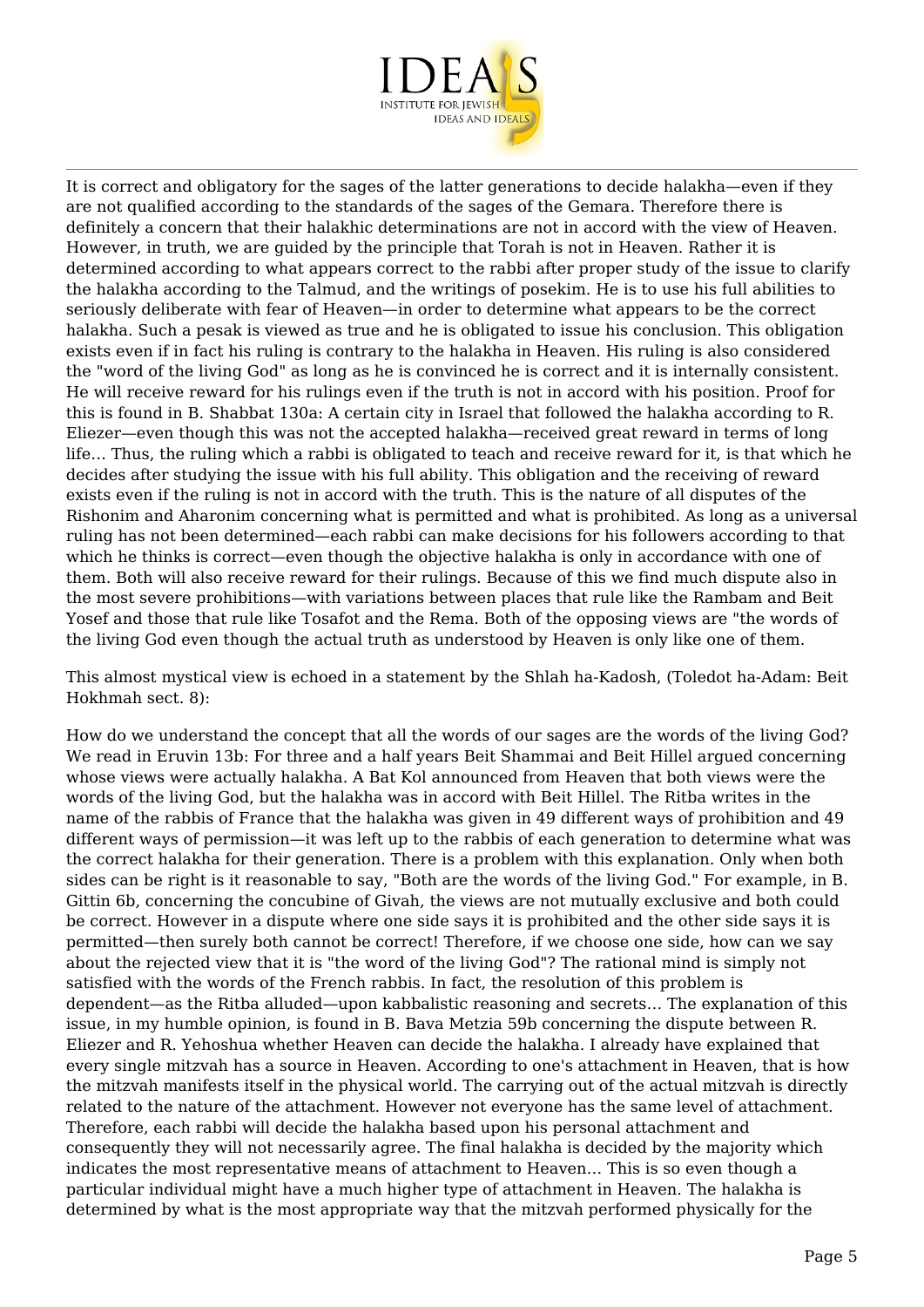It is correct and obligatory for the sages of the latter generations to decide halakha—even if they are not qualified according to the standards of the sages of the Gemara. Therefore there is definitely a concern that their halakhic determinations are not in accord with the view of Heaven. However, in truth, we are guided by the principle that Torah is not in Heaven. Rather it is determined according to what appears correct to the rabbi after proper study of the issue to clarify the halakha according to the Talmud, and the writings of posekim. He is to use his full abilities to seriously deliberate with fear of Heaven—in order to determine what appears to be the correct halakha. Such a pesak is viewed as true and he is obligated to issue his conclusion. This obligation exists even if in fact his ruling is contrary to the halakha in Heaven. His ruling is also considered the "word of the living God" as long as he is convinced he is correct and it is internally consistent. He will receive reward for his rulings even if the truth is not in accord with his position. Proof for this is found in B. Shabbat 130a: A certain city in Israel that followed the halakha according to R. Eliezer—even though this was not the accepted halakha—received great reward in terms of long life… Thus, the ruling which a rabbi is obligated to teach and receive reward for it, is that which he decides after studying the issue with his full ability. This obligation and the receiving of reward exists even if the ruling is not in accord with the truth. This is the nature of all disputes of the Rishonim and Aharonim concerning what is permitted and what is prohibited. As long as a universal ruling has not been determined—each rabbi can make decisions for his followers according to that which he thinks is correct—even though the objective halakha is only in accordance with one of them. Both will also receive reward for their rulings. Because of this we find much dispute also in the most severe prohibitions—with variations between places that rule like the Rambam and Beit Yosef and those that rule like Tosafot and the Rema. Both of the opposing views are "the words of the living God even though the actual truth as understood by Heaven is only like one of them.

This almost mystical view is echoed in a statement by the Shlah ha-Kadosh, (Toledot ha-Adam: Beit Hokhmah sect. 8):

How do we understand the concept that all the words of our sages are the words of the living God? We read in Eruvin 13b: For three and a half years Beit Shammai and Beit Hillel argued concerning whose views were actually halakha. A Bat Kol announced from Heaven that both views were the words of the living God, but the halakha was in accord with Beit Hillel. The Ritba writes in the name of the rabbis of France that the halakha was given in 49 different ways of prohibition and 49 different ways of permission—it was left up to the rabbis of each generation to determine what was the correct halakha for their generation. There is a problem with this explanation. Only when both sides can be right is it reasonable to say, "Both are the words of the living God." For example, in B. Gittin 6b, concerning the concubine of Givah, the views are not mutually exclusive and both could be correct. However in a dispute where one side says it is prohibited and the other side says it is permitted—then surely both cannot be correct! Therefore, if we choose one side, how can we say about the rejected view that it is "the word of the living God"? The rational mind is simply not satisfied with the words of the French rabbis. In fact, the resolution of this problem is dependent—as the Ritba alluded—upon kabbalistic reasoning and secrets… The explanation of this issue, in my humble opinion, is found in B. Bava Metzia 59b concerning the dispute between R. Eliezer and R. Yehoshua whether Heaven can decide the halakha. I already have explained that every single mitzvah has a source in Heaven. According to one's attachment in Heaven, that is how the mitzvah manifests itself in the physical world. The carrying out of the actual mitzvah is directly related to the nature of the attachment. However not everyone has the same level of attachment. Therefore, each rabbi will decide the halakha based upon his personal attachment and consequently they will not necessarily agree. The final halakha is decided by the majority which indicates the most representative means of attachment to Heaven… This is so even though a particular individual might have a much higher type of attachment in Heaven. The halakha is determined by what is the most appropriate way that the mitzvah performed physically for the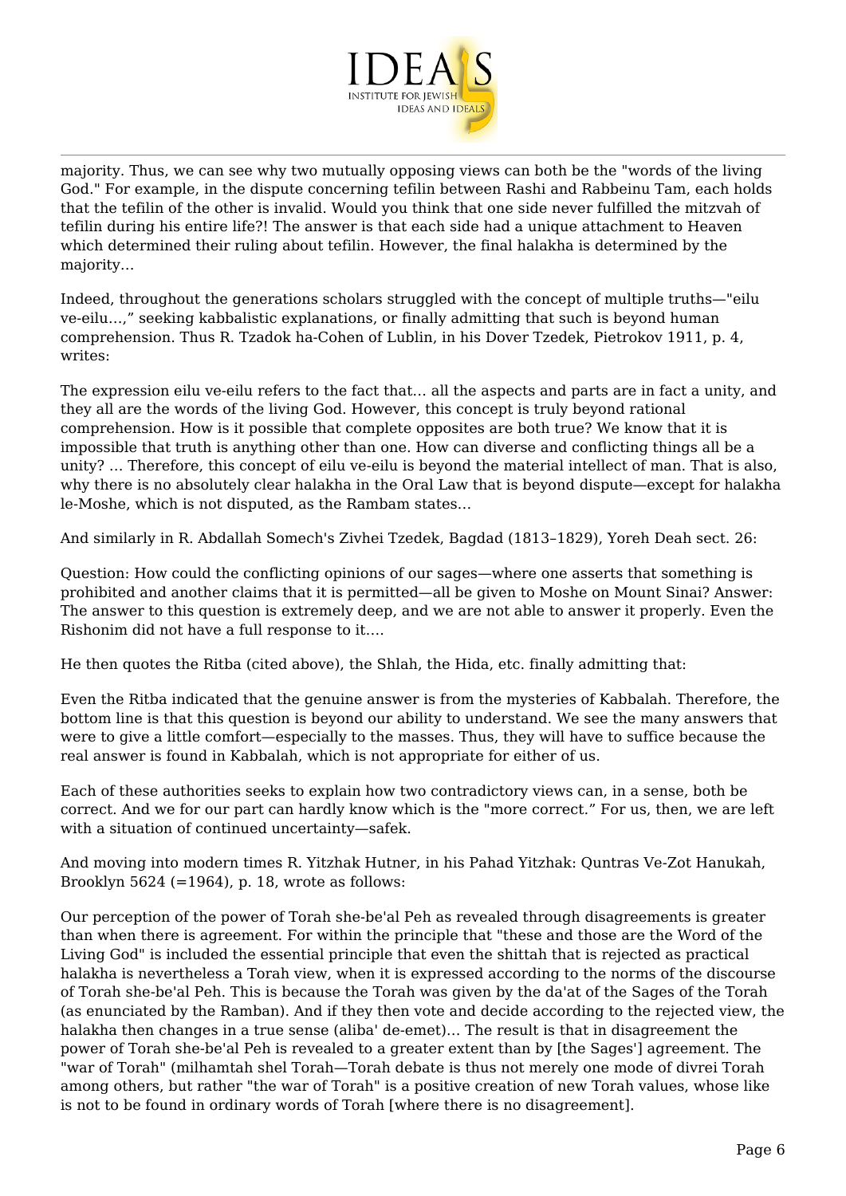majority. Thus, we can see why two mutually opposing views can both be the "words of the living God." For example, in the dispute concerning tefilin between Rashi and Rabbeinu Tam, each holds that the tefilin of the other is invalid. Would you think that one side never fulfilled the mitzvah of tefilin during his entire life?! The answer is that each side had a unique attachment to Heaven which determined their ruling about tefilin. However, the final halakha is determined by the majority…

Indeed, throughout the generations scholars struggled with the concept of multiple truths—"eilu ve-eilu…," seeking kabbalistic explanations, or finally admitting that such is beyond human comprehension. Thus R. Tzadok ha-Cohen of Lublin, in his Dover Tzedek, Pietrokov 1911, p. 4, writes:

The expression eilu ve-eilu refers to the fact that… all the aspects and parts are in fact a unity, and they all are the words of the living God. However, this concept is truly beyond rational comprehension. How is it possible that complete opposites are both true? We know that it is impossible that truth is anything other than one. How can diverse and conflicting things all be a unity? … Therefore, this concept of eilu ve-eilu is beyond the material intellect of man. That is also, why there is no absolutely clear halakha in the Oral Law that is beyond dispute—except for halakha le-Moshe, which is not disputed, as the Rambam states…

And similarly in R. Abdallah Somech's Zivhei Tzedek, Bagdad (1813–1829), Yoreh Deah sect. 26:

Question: How could the conflicting opinions of our sages—where one asserts that something is prohibited and another claims that it is permitted—all be given to Moshe on Mount Sinai? Answer: The answer to this question is extremely deep, and we are not able to answer it properly. Even the Rishonim did not have a full response to it….

He then quotes the Ritba (cited above), the Shlah, the Hida, etc. finally admitting that:

Even the Ritba indicated that the genuine answer is from the mysteries of Kabbalah. Therefore, the bottom line is that this question is beyond our ability to understand. We see the many answers that were to give a little comfort—especially to the masses. Thus, they will have to suffice because the real answer is found in Kabbalah, which is not appropriate for either of us.

Each of these authorities seeks to explain how two contradictory views can, in a sense, both be correct. And we for our part can hardly know which is the "more correct." For us, then, we are left with a situation of continued uncertainty—safek.

And moving into modern times R. Yitzhak Hutner, in his Pahad Yitzhak: Quntras Ve-Zot Hanukah, Brooklyn 5624 (=1964), p. 18, wrote as follows:

Our perception of the power of Torah she-be'al Peh as revealed through disagreements is greater than when there is agreement. For within the principle that "these and those are the Word of the Living God" is included the essential principle that even the shittah that is rejected as practical halakha is nevertheless a Torah view, when it is expressed according to the norms of the discourse of Torah she-be'al Peh. This is because the Torah was given by the da'at of the Sages of the Torah (as enunciated by the Ramban). And if they then vote and decide according to the rejected view, the halakha then changes in a true sense (aliba' de-emet)… The result is that in disagreement the power of Torah she-be'al Peh is revealed to a greater extent than by [the Sages'] agreement. The "war of Torah" (milhamtah shel Torah—Torah debate is thus not merely one mode of divrei Torah among others, but rather "the war of Torah" is a positive creation of new Torah values, whose like is not to be found in ordinary words of Torah [where there is no disagreement].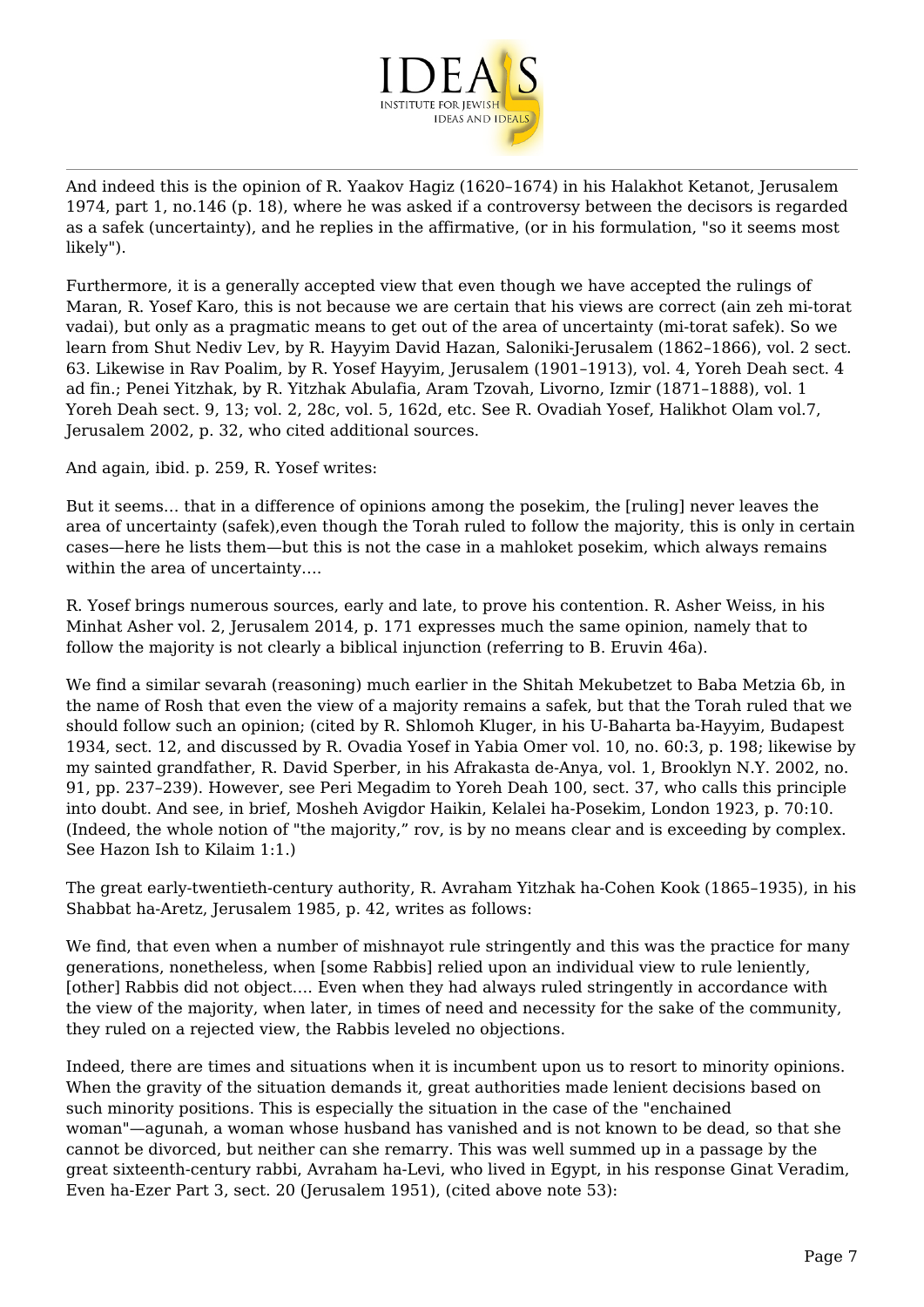And indeed this is the opinion of R. Yaakov Hagiz (1620–1674) in his Halakhot Ketanot, Jerusalem 1974, part 1, no.146 (p. 18), where he was asked if a controversy between the decisors is regarded as a safek (uncertainty), and he replies in the affirmative, (or in his formulation, "so it seems most likely").

Furthermore, it is a generally accepted view that even though we have accepted the rulings of Maran, R. Yosef Karo, this is not because we are certain that his views are correct (ain zeh mi-torat vadai), but only as a pragmatic means to get out of the area of uncertainty (mi-torat safek). So we learn from Shut Nediv Lev, by R. Hayyim David Hazan, Saloniki-Jerusalem (1862–1866), vol. 2 sect. 63. Likewise in Rav Poalim, by R. Yosef Hayyim, Jerusalem (1901–1913), vol. 4, Yoreh Deah sect. 4 ad fin.; Penei Yitzhak, by R. Yitzhak Abulafia, Aram Tzovah, Livorno, Izmir (1871–1888), vol. 1 Yoreh Deah sect. 9, 13; vol. 2, 28c, vol. 5, 162d, etc. See R. Ovadiah Yosef, Halikhot Olam vol.7, Jerusalem 2002, p. 32, who cited additional sources.

And again, ibid. p. 259, R. Yosef writes:

But it seems… that in a difference of opinions among the posekim, the [ruling] never leaves the area of uncertainty (safek),even though the Torah ruled to follow the majority, this is only in certain cases—here he lists them—but this is not the case in a mahloket posekim, which always remains within the area of uncertainty….

R. Yosef brings numerous sources, early and late, to prove his contention. R. Asher Weiss, in his Minhat Asher vol. 2, Jerusalem 2014, p. 171 expresses much the same opinion, namely that to follow the majority is not clearly a biblical injunction (referring to B. Eruvin 46a).

We find a similar sevarah (reasoning) much earlier in the Shitah Mekubetzet to Baba Metzia 6b, in the name of Rosh that even the view of a majority remains a safek, but that the Torah ruled that we should follow such an opinion; (cited by R. Shlomoh Kluger, in his U-Baharta ba-Hayyim, Budapest 1934, sect. 12, and discussed by R. Ovadia Yosef in Yabia Omer vol. 10, no. 60:3, p. 198; likewise by my sainted grandfather, R. David Sperber, in his Afrakasta de-Anya, vol. 1, Brooklyn N.Y. 2002, no. 91, pp. 237–239). However, see Peri Megadim to Yoreh Deah 100, sect. 37, who calls this principle into doubt. And see, in brief, Mosheh Avigdor Haikin, Kelalei ha-Posekim, London 1923, p. 70:10. (Indeed, the whole notion of "the majority," rov, is by no means clear and is exceeding by complex. See Hazon Ish to Kilaim 1:1.)

The great early-twentieth-century authority, R. Avraham Yitzhak ha-Cohen Kook (1865–1935), in his Shabbat ha-Aretz, Jerusalem 1985, p. 42, writes as follows:

We find, that even when a number of mishnayot rule stringently and this was the practice for many generations, nonetheless, when [some Rabbis] relied upon an individual view to rule leniently, [other] Rabbis did not object…. Even when they had always ruled stringently in accordance with the view of the majority, when later, in times of need and necessity for the sake of the community, they ruled on a rejected view, the Rabbis leveled no objections.

Indeed, there are times and situations when it is incumbent upon us to resort to minority opinions. When the gravity of the situation demands it, great authorities made lenient decisions based on such minority positions. This is especially the situation in the case of the "enchained woman"—agunah, a woman whose husband has vanished and is not known to be dead, so that she cannot be divorced, but neither can she remarry. This was well summed up in a passage by the great sixteenth-century rabbi, Avraham ha-Levi, who lived in Egypt, in his response Ginat Veradim, Even ha-Ezer Part 3, sect. 20 (Jerusalem 1951), (cited above note 53):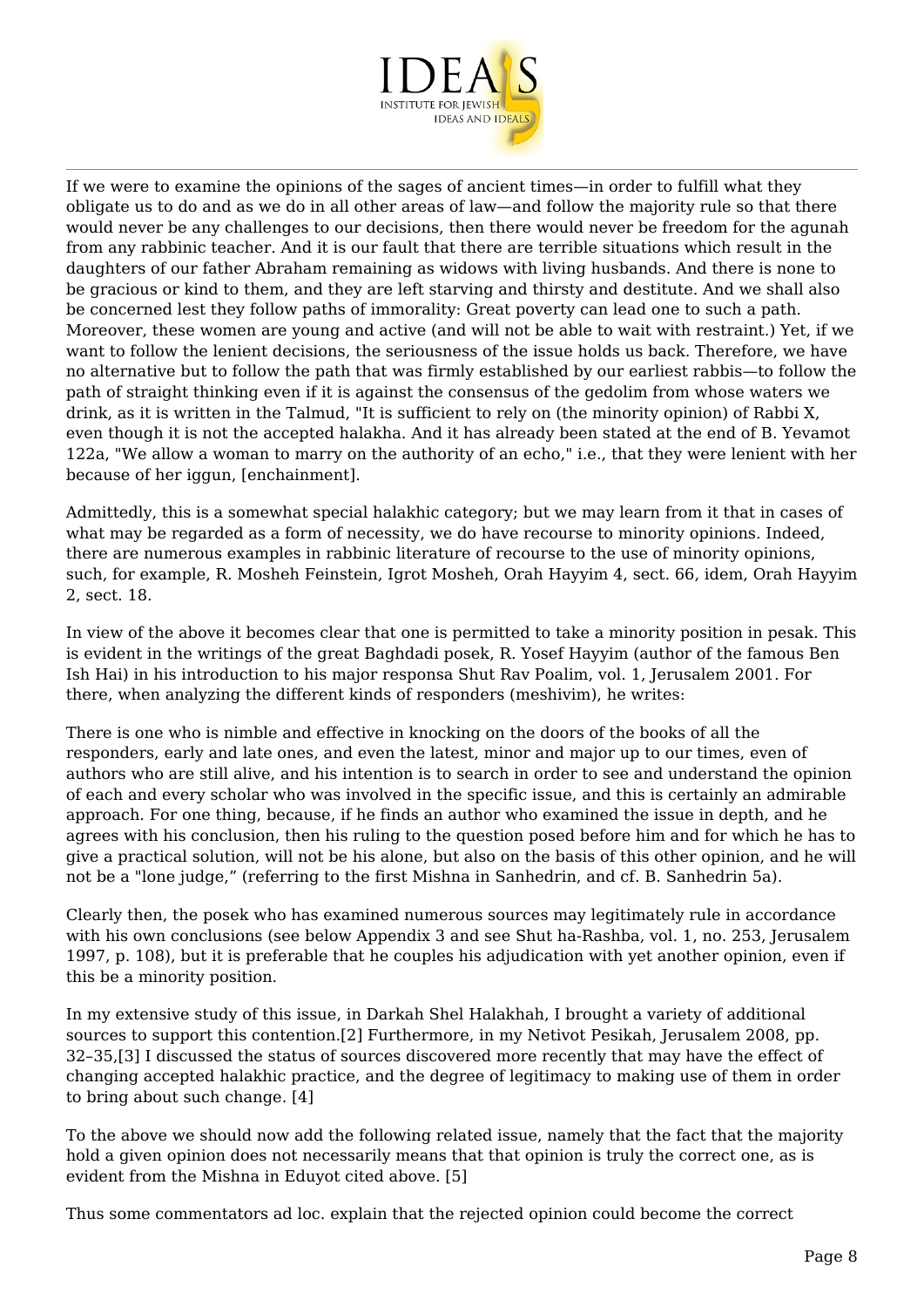If we were to examine the opinions of the sages of ancient times—in order to fulfill what they obligate us to do and as we do in all other areas of law—and follow the majority rule so that there would never be any challenges to our decisions, then there would never be freedom for the agunah from any rabbinic teacher. And it is our fault that there are terrible situations which result in the daughters of our father Abraham remaining as widows with living husbands. And there is none to be gracious or kind to them, and they are left starving and thirsty and destitute. And we shall also be concerned lest they follow paths of immorality: Great poverty can lead one to such a path. Moreover, these women are young and active (and will not be able to wait with restraint.) Yet, if we want to follow the lenient decisions, the seriousness of the issue holds us back. Therefore, we have no alternative but to follow the path that was firmly established by our earliest rabbis—to follow the path of straight thinking even if it is against the consensus of the gedolim from whose waters we drink, as it is written in the Talmud, "It is sufficient to rely on (the minority opinion) of Rabbi X, even though it is not the accepted halakha. And it has already been stated at the end of B. Yevamot 122a, "We allow a woman to marry on the authority of an echo," i.e., that they were lenient with her because of her iggun, [enchainment].

Admittedly, this is a somewhat special halakhic category; but we may learn from it that in cases of what may be regarded as a form of necessity, we do have recourse to minority opinions. Indeed, there are numerous examples in rabbinic literature of recourse to the use of minority opinions, such, for example, R. Mosheh Feinstein, Igrot Mosheh, Orah Hayyim 4, sect. 66, idem, Orah Hayyim 2, sect. 18.

In view of the above it becomes clear that one is permitted to take a minority position in pesak. This is evident in the writings of the great Baghdadi posek, R. Yosef Hayyim (author of the famous Ben Ish Hai) in his introduction to his major responsa Shut Rav Poalim, vol. 1, Jerusalem 2001. For there, when analyzing the different kinds of responders (meshivim), he writes:

There is one who is nimble and effective in knocking on the doors of the books of all the responders, early and late ones, and even the latest, minor and major up to our times, even of authors who are still alive, and his intention is to search in order to see and understand the opinion of each and every scholar who was involved in the specific issue, and this is certainly an admirable approach. For one thing, because, if he finds an author who examined the issue in depth, and he agrees with his conclusion, then his ruling to the question posed before him and for which he has to give a practical solution, will not be his alone, but also on the basis of this other opinion, and he will not be a "lone judge," (referring to the first Mishna in Sanhedrin, and cf. B. Sanhedrin 5a).

Clearly then, the posek who has examined numerous sources may legitimately rule in accordance with his own conclusions (see below Appendix 3 and see Shut ha-Rashba, vol. 1, no. 253, Jerusalem 1997, p. 108), but it is preferable that he couples his adjudication with yet another opinion, even if this be a minority position.

In my extensive study of this issue, in Darkah Shel Halakhah, I brought a variety of additional sources to support this contention.[2] Furthermore, in my Netivot Pesikah, Jerusalem 2008, pp. 32–35,[3] I discussed the status of sources discovered more recently that may have the effect of changing accepted halakhic practice, and the degree of legitimacy to making use of them in order to bring about such change. [4]

To the above we should now add the following related issue, namely that the fact that the majority hold a given opinion does not necessarily means that that opinion is truly the correct one, as is evident from the Mishna in Eduyot cited above. [5]

Thus some commentators ad loc. explain that the rejected opinion could become the correct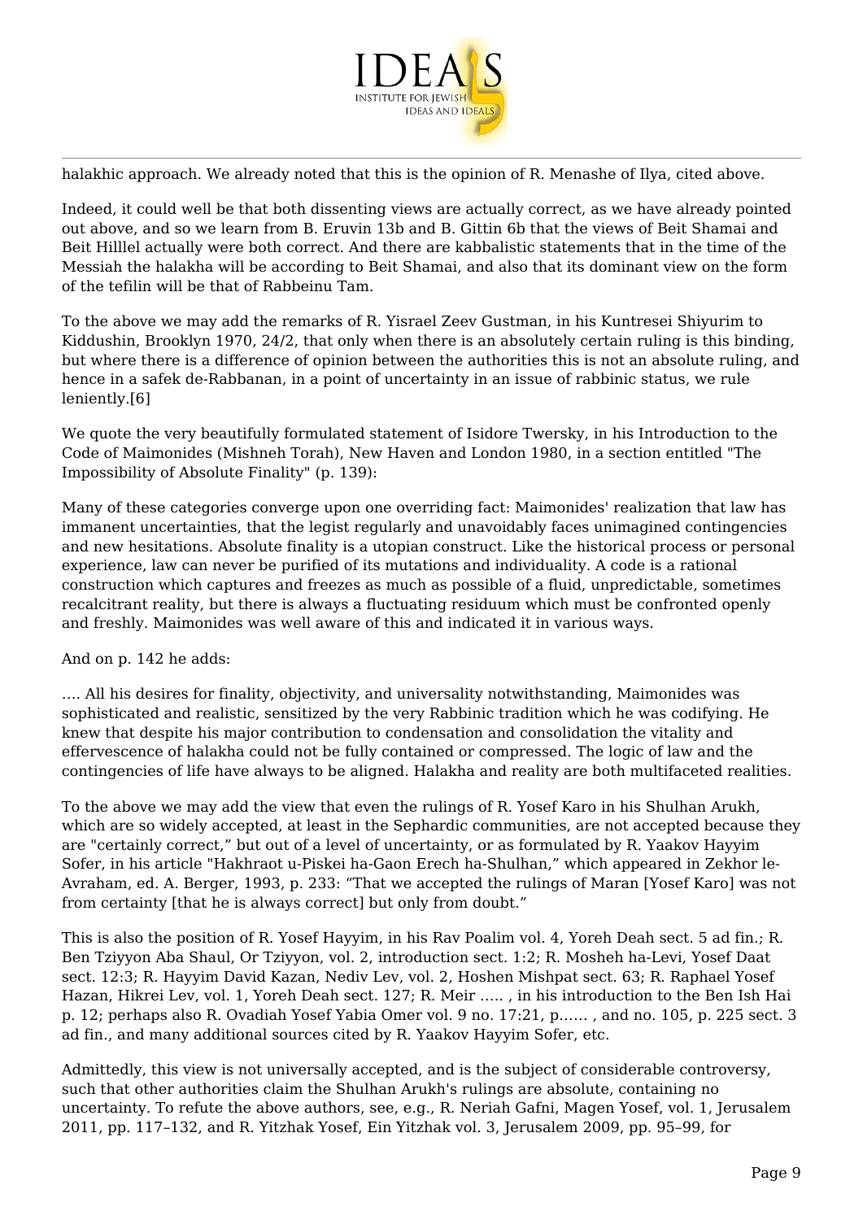halakhic approach. We already noted that this is the opinion of R. Menashe of Ilya, cited above.

Indeed, it could well be that both dissenting views are actually correct, as we have already pointed out above, and so we learn from B. Eruvin 13b and B. Gittin 6b that the views of Beit Shamai and Beit Hilllel actually were both correct. And there are kabbalistic statements that in the time of the Messiah the halakha will be according to Beit Shamai, and also that its dominant view on the form of the tefilin will be that of Rabbeinu Tam.

To the above we may add the remarks of R. Yisrael Zeev Gustman, in his Kuntresei Shiyurim to Kiddushin, Brooklyn 1970, 24/2, that only when there is an absolutely certain ruling is this binding, but where there is a difference of opinion between the authorities this is not an absolute ruling, and hence in a safek de-Rabbanan, in a point of uncertainty in an issue of rabbinic status, we rule leniently.[6]

We quote the very beautifully formulated statement of Isidore Twersky, in his Introduction to the Code of Maimonides (Mishneh Torah), New Haven and London 1980, in a section entitled "The Impossibility of Absolute Finality" (p. 139):

Many of these categories converge upon one overriding fact: Maimonides' realization that law has immanent uncertainties, that the legist regularly and unavoidably faces unimagined contingencies and new hesitations. Absolute finality is a utopian construct. Like the historical process or personal experience, law can never be purified of its mutations and individuality. A code is a rational construction which captures and freezes as much as possible of a fluid, unpredictable, sometimes recalcitrant reality, but there is always a fluctuating residuum which must be confronted openly and freshly. Maimonides was well aware of this and indicated it in various ways.

And on p. 142 he adds:

…. All his desires for finality, objectivity, and universality notwithstanding, Maimonides was sophisticated and realistic, sensitized by the very Rabbinic tradition which he was codifying. He knew that despite his major contribution to condensation and consolidation the vitality and effervescence of halakha could not be fully contained or compressed. The logic of law and the contingencies of life have always to be aligned. Halakha and reality are both multifaceted realities.

To the above we may add the view that even the rulings of R. Yosef Karo in his Shulhan Arukh, which are so widely accepted, at least in the Sephardic communities, are not accepted because they are "certainly correct," but out of a level of uncertainty, or as formulated by R. Yaakov Hayyim Sofer, in his article "Hakhraot u-Piskei ha-Gaon Erech ha-Shulhan," which appeared in Zekhor le-Avraham, ed. A. Berger, 1993, p. 233: "That we accepted the rulings of Maran [Yosef Karo] was not from certainty [that he is always correct] but only from doubt."

This is also the position of R. Yosef Hayyim, in his Rav Poalim vol. 4, Yoreh Deah sect. 5 ad fin.; R. Ben Tziyyon Aba Shaul, Or Tziyyon, vol. 2, introduction sect. 1:2; R. Mosheh ha-Levi, Yosef Daat sect. 12:3; R. Hayyim David Kazan, Nediv Lev, vol. 2, Hoshen Mishpat sect. 63; R. Raphael Yosef Hazan, Hikrei Lev, vol. 1, Yoreh Deah sect. 127; R. Meir ….. , in his introduction to the Ben Ish Hai p. 12; perhaps also R. Ovadiah Yosef Yabia Omer vol. 9 no. 17:21, p…… , and no. 105, p. 225 sect. 3 ad fin., and many additional sources cited by R. Yaakov Hayyim Sofer, etc.

Admittedly, this view is not universally accepted, and is the subject of considerable controversy, such that other authorities claim the Shulhan Arukh's rulings are absolute, containing no uncertainty. To refute the above authors, see, e.g., R. Neriah Gafni, Magen Yosef, vol. 1, Jerusalem 2011, pp. 117–132, and R. Yitzhak Yosef, Ein Yitzhak vol. 3, Jerusalem 2009, pp. 95–99, for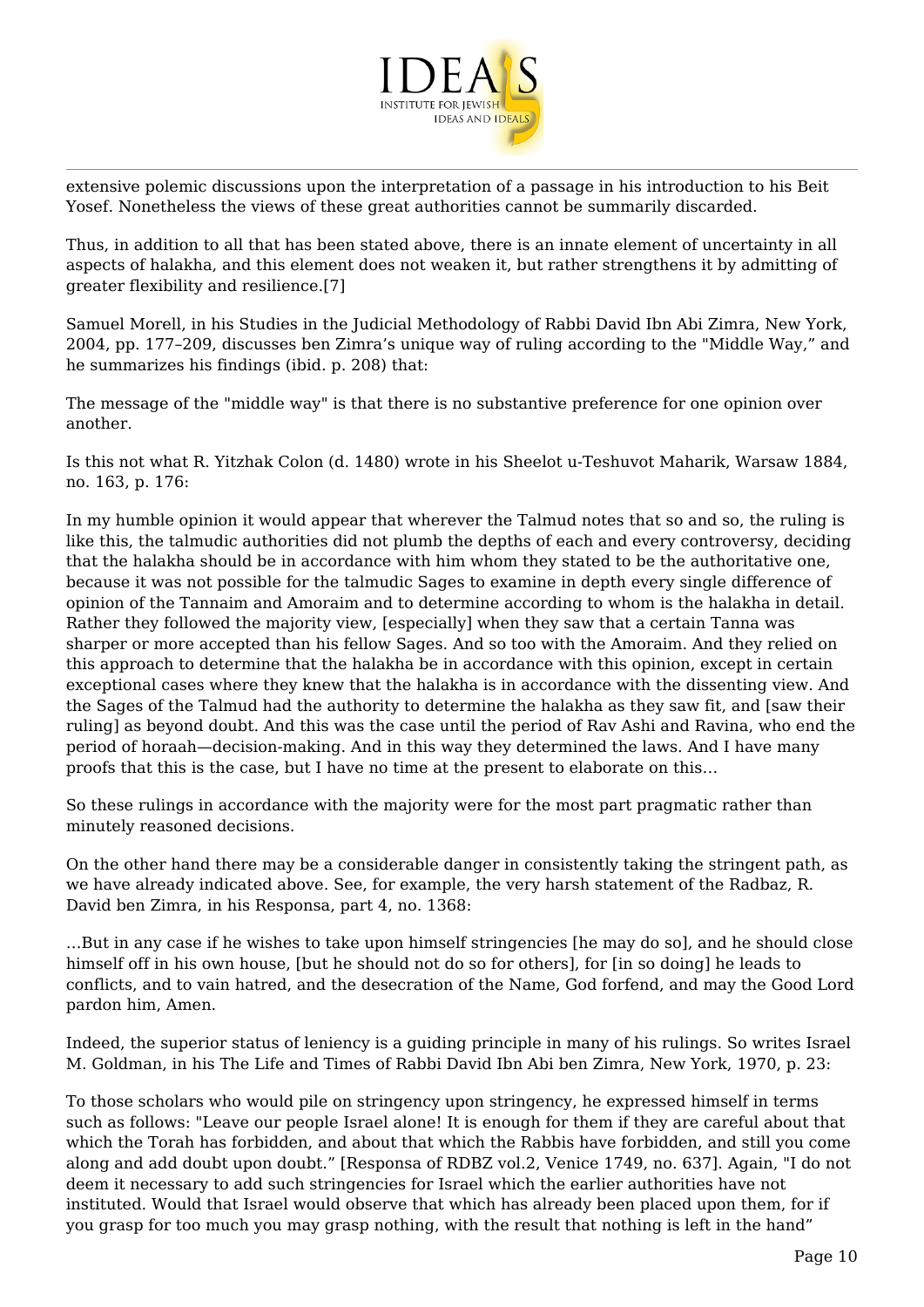extensive polemic discussions upon the interpretation of a passage in his introduction to his Beit Yosef. Nonetheless the views of these great authorities cannot be summarily discarded.

Thus, in addition to all that has been stated above, there is an innate element of uncertainty in all aspects of halakha, and this element does not weaken it, but rather strengthens it by admitting of greater flexibility and resilience.[7]

Samuel Morell, in his Studies in the Judicial Methodology of Rabbi David Ibn Abi Zimra, New York, 2004, pp. 177–209, discusses ben Zimra's unique way of ruling according to the "Middle Way," and he summarizes his findings (ibid. p. 208) that:

The message of the "middle way" is that there is no substantive preference for one opinion over another.

Is this not what R. Yitzhak Colon (d. 1480) wrote in his Sheelot u-Teshuvot Maharik, Warsaw 1884, no. 163, p. 176:

In my humble opinion it would appear that wherever the Talmud notes that so and so, the ruling is like this, the talmudic authorities did not plumb the depths of each and every controversy, deciding that the halakha should be in accordance with him whom they stated to be the authoritative one, because it was not possible for the talmudic Sages to examine in depth every single difference of opinion of the Tannaim and Amoraim and to determine according to whom is the halakha in detail. Rather they followed the majority view, [especially] when they saw that a certain Tanna was sharper or more accepted than his fellow Sages. And so too with the Amoraim. And they relied on this approach to determine that the halakha be in accordance with this opinion, except in certain exceptional cases where they knew that the halakha is in accordance with the dissenting view. And the Sages of the Talmud had the authority to determine the halakha as they saw fit, and [saw their ruling] as beyond doubt. And this was the case until the period of Rav Ashi and Ravina, who end the period of horaah—decision-making. And in this way they determined the laws. And I have many proofs that this is the case, but I have no time at the present to elaborate on this…

So these rulings in accordance with the majority were for the most part pragmatic rather than minutely reasoned decisions.

On the other hand there may be a considerable danger in consistently taking the stringent path, as we have already indicated above. See, for example, the very harsh statement of the Radbaz, R. David ben Zimra, in his Responsa, part 4, no. 1368:

…But in any case if he wishes to take upon himself stringencies [he may do so], and he should close himself off in his own house, [but he should not do so for others], for [in so doing] he leads to conflicts, and to vain hatred, and the desecration of the Name, God forfend, and may the Good Lord pardon him, Amen.

Indeed, the superior status of leniency is a guiding principle in many of his rulings. So writes Israel M. Goldman, in his The Life and Times of Rabbi David Ibn Abi ben Zimra, New York, 1970, p. 23:

To those scholars who would pile on stringency upon stringency, he expressed himself in terms such as follows: "Leave our people Israel alone! It is enough for them if they are careful about that which the Torah has forbidden, and about that which the Rabbis have forbidden, and still you come along and add doubt upon doubt." [Responsa of RDBZ vol.2, Venice 1749, no. 637]. Again, "I do not deem it necessary to add such stringencies for Israel which the earlier authorities have not instituted. Would that Israel would observe that which has already been placed upon them, for if you grasp for too much you may grasp nothing, with the result that nothing is left in the hand"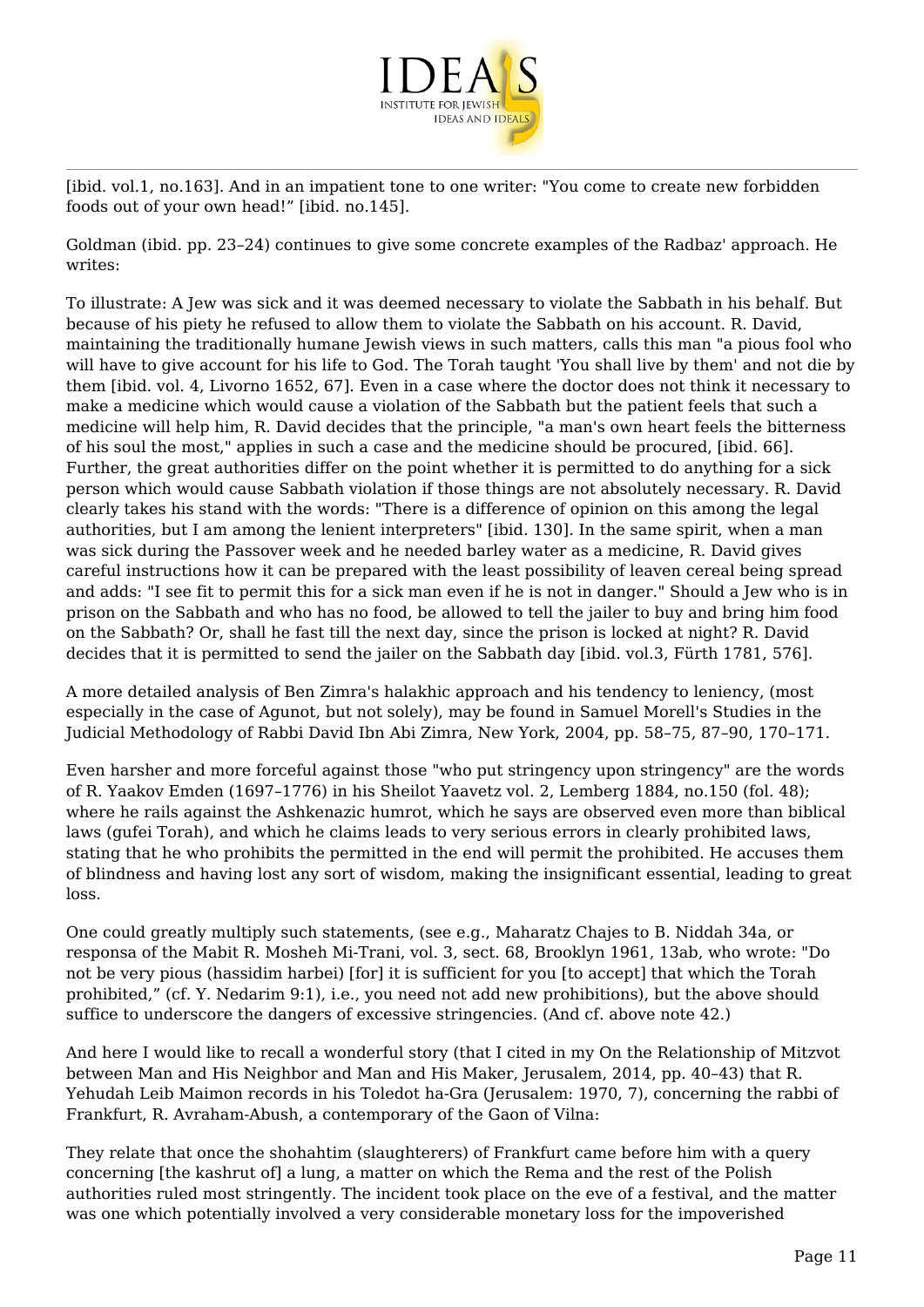[ibid. vol.1, no.163]. And in an impatient tone to one writer: "You come to create new forbidden foods out of your own head!" [ibid. no.145].

Goldman (ibid. pp. 23–24) continues to give some concrete examples of the Radbaz' approach. He writes:

To illustrate: A Jew was sick and it was deemed necessary to violate the Sabbath in his behalf. But because of his piety he refused to allow them to violate the Sabbath on his account. R. David, maintaining the traditionally humane Jewish views in such matters, calls this man "a pious fool who will have to give account for his life to God. The Torah taught 'You shall live by them' and not die by them [ibid. vol. 4, Livorno 1652, 67]. Even in a case where the doctor does not think it necessary to make a medicine which would cause a violation of the Sabbath but the patient feels that such a medicine will help him, R. David decides that the principle, "a man's own heart feels the bitterness of his soul the most," applies in such a case and the medicine should be procured, [ibid. 66]. Further, the great authorities differ on the point whether it is permitted to do anything for a sick person which would cause Sabbath violation if those things are not absolutely necessary. R. David clearly takes his stand with the words: "There is a difference of opinion on this among the legal authorities, but I am among the lenient interpreters" [ibid. 130]. In the same spirit, when a man was sick during the Passover week and he needed barley water as a medicine, R. David gives careful instructions how it can be prepared with the least possibility of leaven cereal being spread and adds: "I see fit to permit this for a sick man even if he is not in danger." Should a Jew who is in prison on the Sabbath and who has no food, be allowed to tell the jailer to buy and bring him food on the Sabbath? Or, shall he fast till the next day, since the prison is locked at night? R. David decides that it is permitted to send the jailer on the Sabbath day [ibid. vol.3, Fürth 1781, 576].

A more detailed analysis of Ben Zimra's halakhic approach and his tendency to leniency, (most especially in the case of Agunot, but not solely), may be found in Samuel Morell's Studies in the Judicial Methodology of Rabbi David Ibn Abi Zimra, New York, 2004, pp. 58–75, 87–90, 170–171.

Even harsher and more forceful against those "who put stringency upon stringency" are the words of R. Yaakov Emden (1697–1776) in his Sheilot Yaavetz vol. 2, Lemberg 1884, no.150 (fol. 48); where he rails against the Ashkenazic humrot, which he says are observed even more than biblical laws (gufei Torah), and which he claims leads to very serious errors in clearly prohibited laws, stating that he who prohibits the permitted in the end will permit the prohibited. He accuses them of blindness and having lost any sort of wisdom, making the insignificant essential, leading to great loss.

One could greatly multiply such statements, (see e.g., Maharatz Chajes to B. Niddah 34a, or responsa of the Mabit R. Mosheh Mi-Trani, vol. 3, sect. 68, Brooklyn 1961, 13ab, who wrote: "Do not be very pious (hassidim harbei) [for] it is sufficient for you [to accept] that which the Torah prohibited," (cf. Y. Nedarim 9:1), i.e., you need not add new prohibitions), but the above should suffice to underscore the dangers of excessive stringencies. (And cf. above note 42.)

And here I would like to recall a wonderful story (that I cited in my On the Relationship of Mitzvot between Man and His Neighbor and Man and His Maker, Jerusalem, 2014, pp. 40–43) that R. Yehudah Leib Maimon records in his Toledot ha-Gra (Jerusalem: 1970, 7), concerning the rabbi of Frankfurt, R. Avraham-Abush, a contemporary of the Gaon of Vilna:

They relate that once the shohahtim (slaughterers) of Frankfurt came before him with a query concerning [the kashrut of] a lung, a matter on which the Rema and the rest of the Polish authorities ruled most stringently. The incident took place on the eve of a festival, and the matter was one which potentially involved a very considerable monetary loss for the impoverished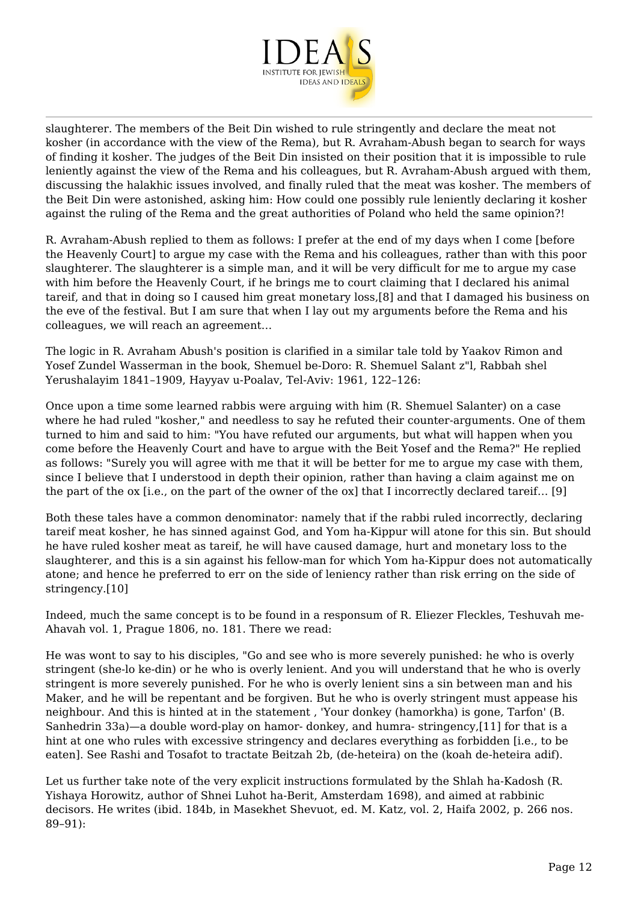slaughterer. The members of the Beit Din wished to rule stringently and declare the meat not kosher (in accordance with the view of the Rema), but R. Avraham-Abush began to search for ways of finding it kosher. The judges of the Beit Din insisted on their position that it is impossible to rule leniently against the view of the Rema and his colleagues, but R. Avraham-Abush argued with them, discussing the halakhic issues involved, and finally ruled that the meat was kosher. The members of the Beit Din were astonished, asking him: How could one possibly rule leniently declaring it kosher against the ruling of the Rema and the great authorities of Poland who held the same opinion?!

R. Avraham-Abush replied to them as follows: I prefer at the end of my days when I come [before the Heavenly Court] to argue my case with the Rema and his colleagues, rather than with this poor slaughterer. The slaughterer is a simple man, and it will be very difficult for me to argue my case with him before the Heavenly Court, if he brings me to court claiming that I declared his animal tareif, and that in doing so I caused him great monetary loss,[8] and that I damaged his business on the eve of the festival. But I am sure that when I lay out my arguments before the Rema and his colleagues, we will reach an agreement…

The logic in R. Avraham Abush's position is clarified in a similar tale told by Yaakov Rimon and Yosef Zundel Wasserman in the book, Shemuel be-Doro: R. Shemuel Salant z"l, Rabbah shel Yerushalayim 1841–1909, Hayyav u-Poalav, Tel-Aviv: 1961, 122–126:

Once upon a time some learned rabbis were arguing with him (R. Shemuel Salanter) on a case where he had ruled "kosher," and needless to say he refuted their counter-arguments. One of them turned to him and said to him: "You have refuted our arguments, but what will happen when you come before the Heavenly Court and have to argue with the Beit Yosef and the Rema?" He replied as follows: "Surely you will agree with me that it will be better for me to argue my case with them, since I believe that I understood in depth their opinion, rather than having a claim against me on the part of the ox [i.e., on the part of the owner of the ox] that I incorrectly declared tareif… [9]

Both these tales have a common denominator: namely that if the rabbi ruled incorrectly, declaring tareif meat kosher, he has sinned against God, and Yom ha-Kippur will atone for this sin. But should he have ruled kosher meat as tareif, he will have caused damage, hurt and monetary loss to the slaughterer, and this is a sin against his fellow-man for which Yom ha-Kippur does not automatically atone; and hence he preferred to err on the side of leniency rather than risk erring on the side of stringency.[10]

Indeed, much the same concept is to be found in a responsum of R. Eliezer Fleckles, Teshuvah me-Ahavah vol. 1, Prague 1806, no. 181. There we read:

He was wont to say to his disciples, "Go and see who is more severely punished: he who is overly stringent (she-lo ke-din) or he who is overly lenient. And you will understand that he who is overly stringent is more severely punished. For he who is overly lenient sins a sin between man and his Maker, and he will be repentant and be forgiven. But he who is overly stringent must appease his neighbour. And this is hinted at in the statement , 'Your donkey (hamorkha) is gone, Tarfon' (B. Sanhedrin 33a)—a double word-play on hamor- donkey, and humra- stringency,[11] for that is a hint at one who rules with excessive stringency and declares everything as forbidden [i.e., to be eaten]. See Rashi and Tosafot to tractate Beitzah 2b, (de-heteira) on the (koah de-heteira adif).

Let us further take note of the very explicit instructions formulated by the Shlah ha-Kadosh (R. Yishaya Horowitz, author of Shnei Luhot ha-Berit, Amsterdam 1698), and aimed at rabbinic decisors. He writes (ibid. 184b, in Masekhet Shevuot, ed. M. Katz, vol. 2, Haifa 2002, p. 266 nos. 89–91):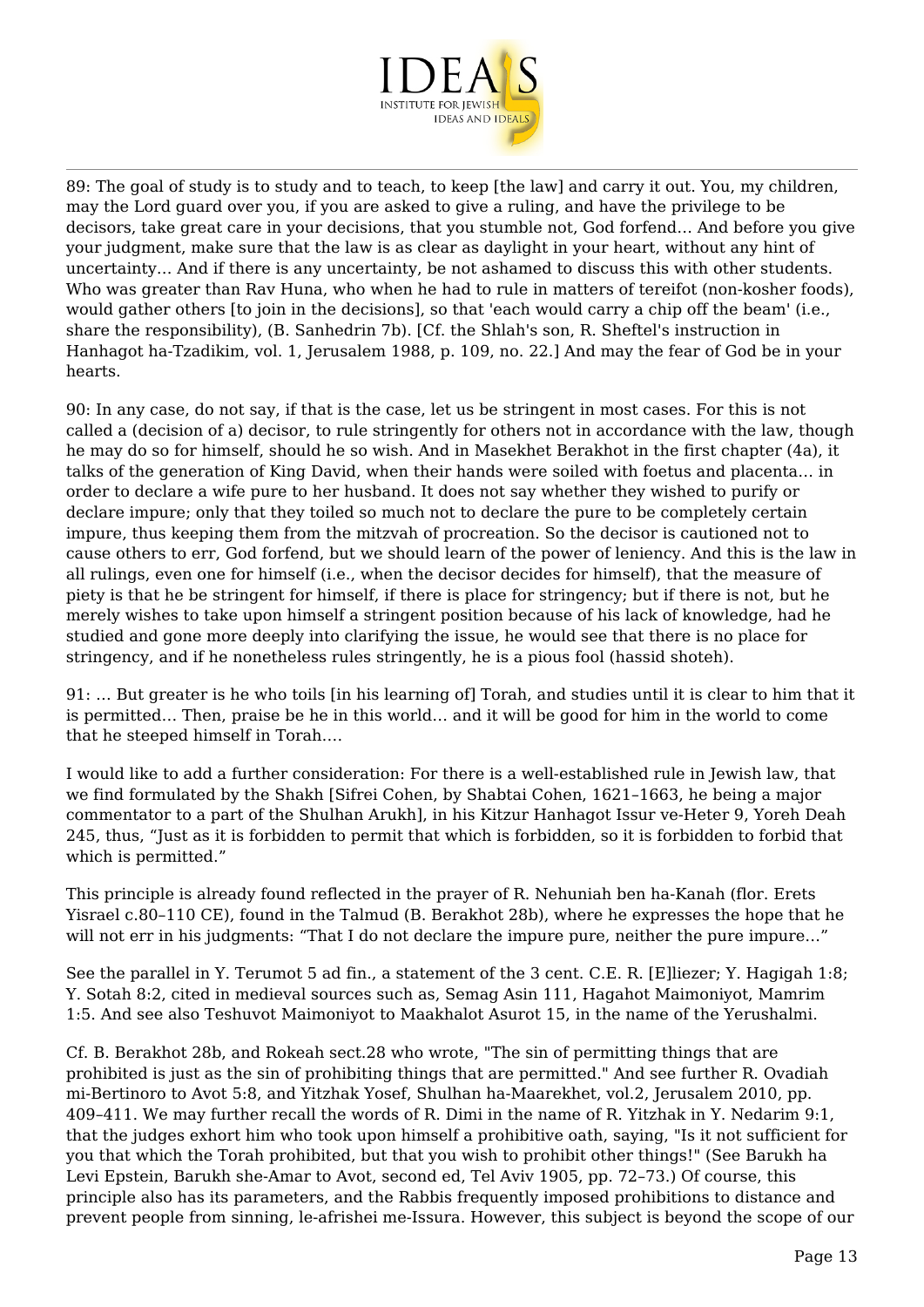89: The goal of study is to study and to teach, to keep [the law] and carry it out. You, my children, may the Lord guard over you, if you are asked to give a ruling, and have the privilege to be decisors, take great care in your decisions, that you stumble not, God forfend… And before you give your judgment, make sure that the law is as clear as daylight in your heart, without any hint of uncertainty… And if there is any uncertainty, be not ashamed to discuss this with other students. Who was greater than Rav Huna, who when he had to rule in matters of tereifot (non-kosher foods), would gather others [to join in the decisions], so that 'each would carry a chip off the beam' (i.e., share the responsibility), (B. Sanhedrin 7b). [Cf. the Shlah's son, R. Sheftel's instruction in Hanhagot ha-Tzadikim, vol. 1, Jerusalem 1988, p. 109, no. 22.] And may the fear of God be in your hearts.

90: In any case, do not say, if that is the case, let us be stringent in most cases. For this is not called a (decision of a) decisor, to rule stringently for others not in accordance with the law, though he may do so for himself, should he so wish. And in Masekhet Berakhot in the first chapter (4a), it talks of the generation of King David, when their hands were soiled with foetus and placenta… in order to declare a wife pure to her husband. It does not say whether they wished to purify or declare impure; only that they toiled so much not to declare the pure to be completely certain impure, thus keeping them from the mitzvah of procreation. So the decisor is cautioned not to cause others to err, God forfend, but we should learn of the power of leniency. And this is the law in all rulings, even one for himself (i.e., when the decisor decides for himself), that the measure of piety is that he be stringent for himself, if there is place for stringency; but if there is not, but he merely wishes to take upon himself a stringent position because of his lack of knowledge, had he studied and gone more deeply into clarifying the issue, he would see that there is no place for stringency, and if he nonetheless rules stringently, he is a pious fool (hassid shoteh).

91: … But greater is he who toils [in his learning of] Torah, and studies until it is clear to him that it is permitted… Then, praise be he in this world… and it will be good for him in the world to come that he steeped himself in Torah….

I would like to add a further consideration: For there is a well-established rule in Jewish law, that we find formulated by the Shakh [Sifrei Cohen, by Shabtai Cohen, 1621–1663, he being a major commentator to a part of the Shulhan Arukh], in his Kitzur Hanhagot Issur ve-Heter 9, Yoreh Deah 245, thus, "Just as it is forbidden to permit that which is forbidden, so it is forbidden to forbid that which is permitted."

This principle is already found reflected in the prayer of R. Nehuniah ben ha-Kanah (flor. Erets Yisrael c.80–110 CE), found in the Talmud (B. Berakhot 28b), where he expresses the hope that he will not err in his judgments: "That I do not declare the impure pure, neither the pure impure…"

See the parallel in Y. Terumot 5 ad fin., a statement of the 3 cent. C.E. R. [E]liezer; Y. Hagigah 1:8; Y. Sotah 8:2, cited in medieval sources such as, Semag Asin 111, Hagahot Maimoniyot, Mamrim 1:5. And see also Teshuvot Maimoniyot to Maakhalot Asurot 15, in the name of the Yerushalmi.

Cf. B. Berakhot 28b, and Rokeah sect.28 who wrote, "The sin of permitting things that are prohibited is just as the sin of prohibiting things that are permitted." And see further R. Ovadiah mi-Bertinoro to Avot 5:8, and Yitzhak Yosef, Shulhan ha-Maarekhet, vol.2, Jerusalem 2010, pp. 409–411. We may further recall the words of R. Dimi in the name of R. Yitzhak in Y. Nedarim 9:1, that the judges exhort him who took upon himself a prohibitive oath, saying, "Is it not sufficient for you that which the Torah prohibited, but that you wish to prohibit other things!" (See Barukh ha Levi Epstein, Barukh she-Amar to Avot, second ed, Tel Aviv 1905, pp. 72–73.) Of course, this principle also has its parameters, and the Rabbis frequently imposed prohibitions to distance and prevent people from sinning, le-afrishei me-Issura. However, this subject is beyond the scope of our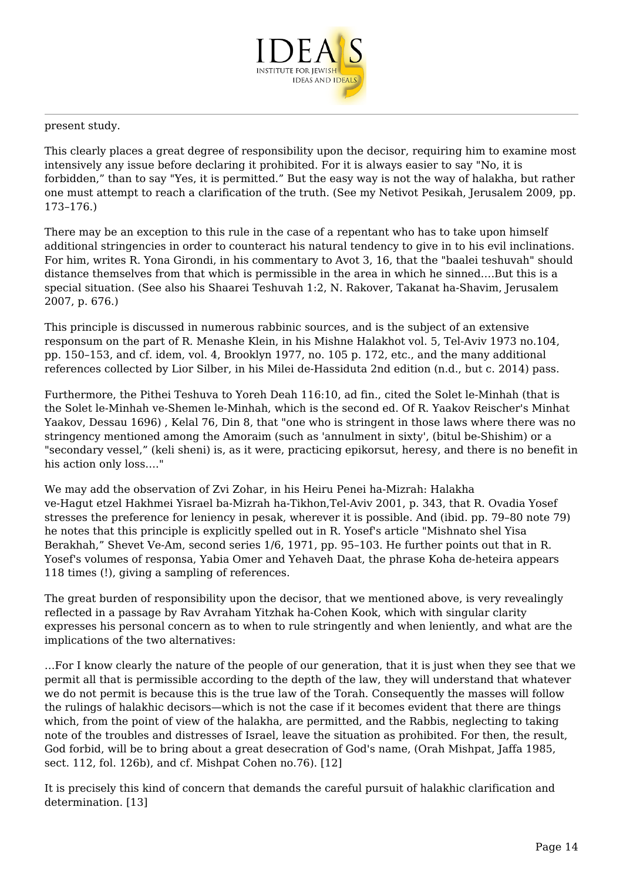present study.

This clearly places a great degree of responsibility upon the decisor, requiring him to examine most intensively any issue before declaring it prohibited. For it is always easier to say "No, it is forbidden," than to say "Yes, it is permitted." But the easy way is not the way of halakha, but rather one must attempt to reach a clarification of the truth. (See my Netivot Pesikah, Jerusalem 2009, pp. 173–176.)

There may be an exception to this rule in the case of a repentant who has to take upon himself additional stringencies in order to counteract his natural tendency to give in to his evil inclinations. For him, writes R. Yona Girondi, in his commentary to Avot 3, 16, that the "baalei teshuvah" should distance themselves from that which is permissible in the area in which he sinned....But this is a special situation. (See also his Shaarei Teshuvah 1:2, N. Rakover, Takanat ha-Shavim, Jerusalem 2007, p. 676.)

This principle is discussed in numerous rabbinic sources, and is the subject of an extensive responsum on the part of R. Menashe Klein, in his Mishne Halakhot vol. 5, Tel-Aviv 1973 no.104, pp. 150–153, and cf. idem, vol. 4, Brooklyn 1977, no. 105 p. 172, etc., and the many additional references collected by Lior Silber, in his Milei de-Hassiduta 2nd edition (n.d., but c. 2014) pass.

Furthermore, the Pithei Teshuva to Yoreh Deah 116:10, ad fin., cited the Solet le-Minhah (that is the Solet le-Minhah ve-Shemen le-Minhah, which is the second ed. Of R. Yaakov Reischer's Minhat Yaakov, Dessau 1696) , Kelal 76, Din 8, that "one who is stringent in those laws where there was no stringency mentioned among the Amoraim (such as 'annulment in sixty', (bitul be-Shishim) or a "secondary vessel," (keli sheni) is, as it were, practicing epikorsut, heresy, and there is no benefit in his action only loss...."

We may add the observation of Zvi Zohar, in his Heiru Penei ha-Mizrah: Halakha ve-Hagut etzel Hakhmei Yisrael ba-Mizrah ha-Tikhon,Tel-Aviv 2001, p. 343, that R. Ovadia Yosef stresses the preference for leniency in pesak, wherever it is possible. And (ibid. pp. 79–80 note 79) he notes that this principle is explicitly spelled out in R. Yosef's article "Mishnato shel Yisa Berakhah," Shevet Ve-Am, second series 1/6, 1971, pp. 95–103. He further points out that in R. Yosef's volumes of responsa, Yabia Omer and Yehaveh Daat, the phrase Koha de-heteira appears 118 times (!), giving a sampling of references.

The great burden of responsibility upon the decisor, that we mentioned above, is very revealingly reflected in a passage by Rav Avraham Yitzhak ha-Cohen Kook, which with singular clarity expresses his personal concern as to when to rule stringently and when leniently, and what are the implications of the two alternatives:

...For I know clearly the nature of the people of our generation, that it is just when they see that we permit all that is permissible according to the depth of the law, they will understand that whatever we do not permit is because this is the true law of the Torah. Consequently the masses will follow the rulings of halakhic decisors—which is not the case if it becomes evident that there are things which, from the point of view of the halakha, are permitted, and the Rabbis, neglecting to taking note of the troubles and distresses of Israel, leave the situation as prohibited. For then, the result, God forbid, will be to bring about a great desecration of God's name, (Orah Mishpat, Jaffa 1985, sect. 112, fol. 126b), and cf. Mishpat Cohen no.76). [12]

It is precisely this kind of concern that demands the careful pursuit of halakhic clarification and determination. [13]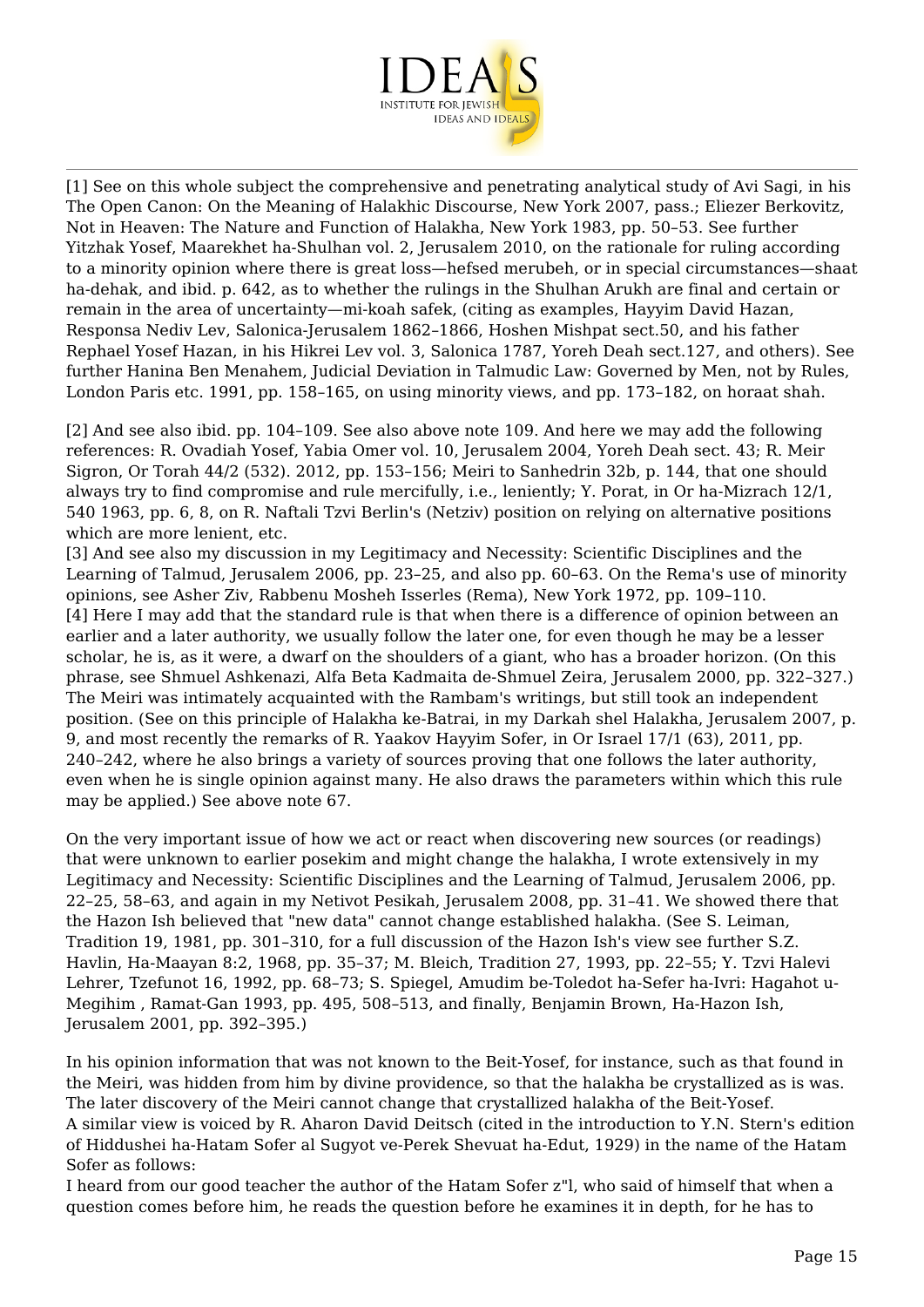[1] See on this whole subject the comprehensive and penetrating analytical study of Avi Sagi, in his The Open Canon: On the Meaning of Halakhic Discourse, New York 2007, pass.; Eliezer Berkovitz, Not in Heaven: The Nature and Function of Halakha, New York 1983, pp. 50–53. See further Yitzhak Yosef, Maarekhet ha-Shulhan vol. 2, Jerusalem 2010, on the rationale for ruling according to a minority opinion where there is great loss—hefsed merubeh, or in special circumstances—shaat ha-dehak, and ibid. p. 642, as to whether the rulings in the Shulhan Arukh are final and certain or remain in the area of uncertainty—mi-koah safek, (citing as examples, Hayyim David Hazan, Responsa Nediv Lev, Salonica-Jerusalem 1862–1866, Hoshen Mishpat sect.50, and his father Rephael Yosef Hazan, in his Hikrei Lev vol. 3, Salonica 1787, Yoreh Deah sect.127, and others). See further Hanina Ben Menahem, Judicial Deviation in Talmudic Law: Governed by Men, not by Rules, London Paris etc. 1991, pp. 158–165, on using minority views, and pp. 173–182, on horaat shah.

[2] And see also ibid. pp. 104–109. See also above note 109. And here we may add the following references: R. Ovadiah Yosef, Yabia Omer vol. 10, Jerusalem 2004, Yoreh Deah sect. 43; R. Meir Sigron, Or Torah 44/2 (532). 2012, pp. 153–156; Meiri to Sanhedrin 32b, p. 144, that one should always try to find compromise and rule mercifully, i.e., leniently; Y. Porat, in Or ha-Mizrach 12/1, 540 1963, pp. 6, 8, on R. Naftali Tzvi Berlin's (Netziv) position on relying on alternative positions which are more lenient, etc.

[3] And see also my discussion in my Legitimacy and Necessity: Scientific Disciplines and the Learning of Talmud, Jerusalem 2006, pp. 23–25, and also pp. 60–63. On the Rema's use of minority opinions, see Asher Ziv, Rabbenu Mosheh Isserles (Rema), New York 1972, pp. 109–110.

[4] Here I may add that the standard rule is that when there is a difference of opinion between an earlier and a later authority, we usually follow the later one, for even though he may be a lesser scholar, he is, as it were, a dwarf on the shoulders of a giant, who has a broader horizon. (On this phrase, see Shmuel Ashkenazi, Alfa Beta Kadmaita de-Shmuel Zeira, Jerusalem 2000, pp. 322–327.) The Meiri was intimately acquainted with the Rambam's writings, but still took an independent position. (See on this principle of Halakha ke-Batrai, in my Darkah shel Halakha, Jerusalem 2007, p. 9, and most recently the remarks of R. Yaakov Hayyim Sofer, in Or Israel 17/1 (63), 2011, pp. 240–242, where he also brings a variety of sources proving that one follows the later authority, even when he is single opinion against many. He also draws the parameters within which this rule may be applied.) See above note 67.

On the very important issue of how we act or react when discovering new sources (or readings) that were unknown to earlier posekim and might change the halakha, I wrote extensively in my Legitimacy and Necessity: Scientific Disciplines and the Learning of Talmud, Jerusalem 2006, pp. 22–25, 58–63, and again in my Netivot Pesikah, Jerusalem 2008, pp. 31–41. We showed there that the Hazon Ish believed that "new data" cannot change established halakha. (See S. Leiman, Tradition 19, 1981, pp. 301–310, for a full discussion of the Hazon Ish's view see further S.Z. Havlin, Ha-Maayan 8:2, 1968, pp. 35–37; M. Bleich, Tradition 27, 1993, pp. 22–55; Y. Tzvi Halevi Lehrer, Tzefunot 16, 1992, pp. 68–73; S. Spiegel, Amudim be-Toledot ha-Sefer ha-Ivri: Hagahot u-Megihim , Ramat-Gan 1993, pp. 495, 508–513, and finally, Benjamin Brown, Ha-Hazon Ish, Jerusalem 2001, pp. 392–395.)

In his opinion information that was not known to the Beit-Yosef, for instance, such as that found in the Meiri, was hidden from him by divine providence, so that the halakha be crystallized as is was. The later discovery of the Meiri cannot change that crystallized halakha of the Beit-Yosef.
A similar view is voiced by R. Aharon David Deitsch (cited in the introduction to Y.N. Stern's edition of Hiddushei ha-Hatam Sofer al Sugyot ve-Perek Shevuat ha-Edut, 1929) in the name of the Hatam Sofer as follows:
I heard from our good teacher the author of the Hatam Sofer z"l, who said of himself that when a question comes before him, he reads the question before he examines it in depth, for he has to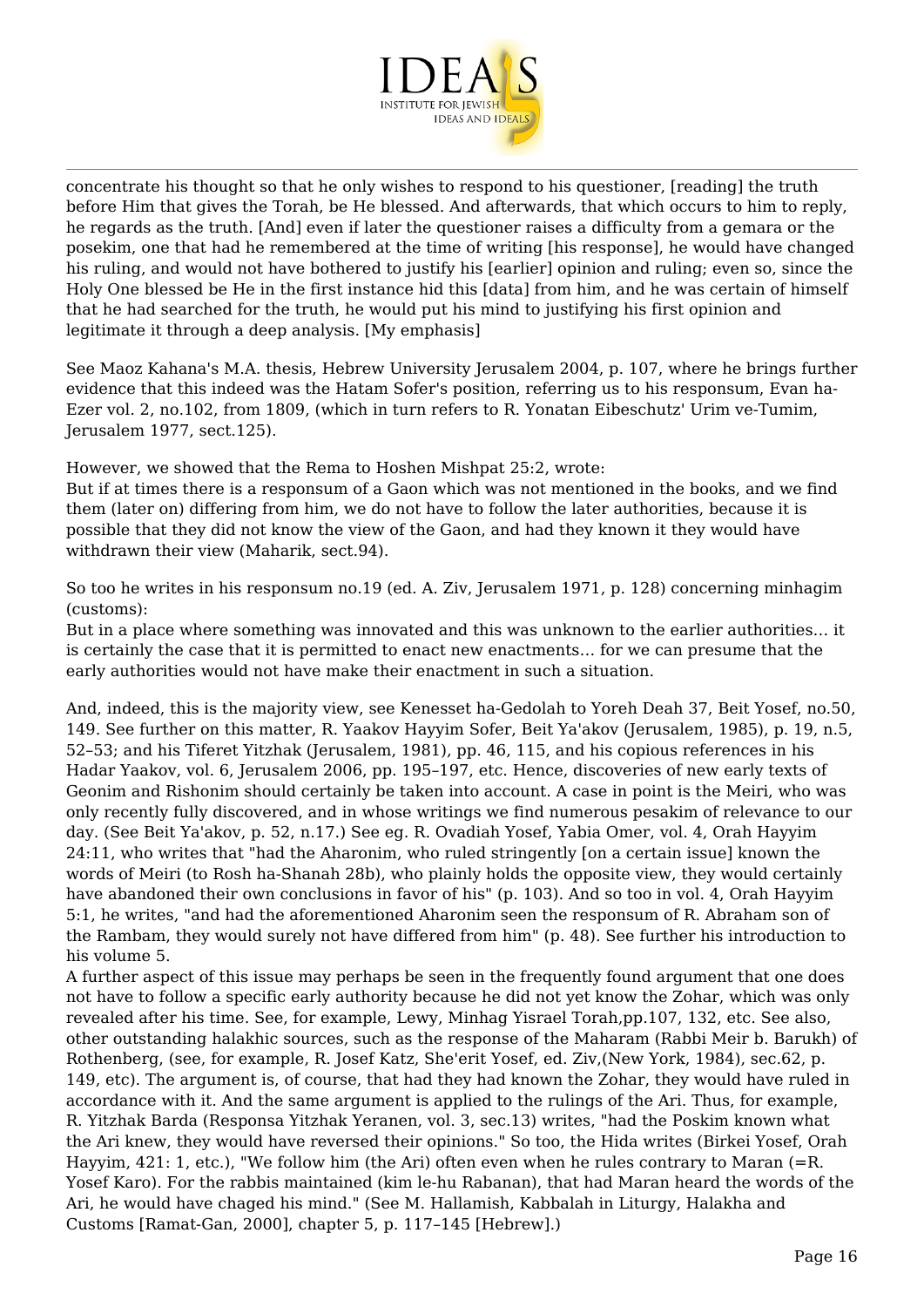concentrate his thought so that he only wishes to respond to his questioner, [reading] the truth before Him that gives the Torah, be He blessed. And afterwards, that which occurs to him to reply, he regards as the truth. [And] even if later the questioner raises a difficulty from a gemara or the posekim, one that had he remembered at the time of writing [his response], he would have changed his ruling, and would not have bothered to justify his [earlier] opinion and ruling; even so, since the Holy One blessed be He in the first instance hid this [data] from him, and he was certain of himself that he had searched for the truth, he would put his mind to justifying his first opinion and legitimate it through a deep analysis. [My emphasis]

See Maoz Kahana's M.A. thesis, Hebrew University Jerusalem 2004, p. 107, where he brings further evidence that this indeed was the Hatam Sofer's position, referring us to his responsum, Evan ha-Ezer vol. 2, no.102, from 1809, (which in turn refers to R. Yonatan Eibeschutz' Urim ve-Tumim, Jerusalem 1977, sect.125).

However, we showed that the Rema to Hoshen Mishpat 25:2, wrote:
But if at times there is a responsum of a Gaon which was not mentioned in the books, and we find them (later on) differing from him, we do not have to follow the later authorities, because it is possible that they did not know the view of the Gaon, and had they known it they would have withdrawn their view (Maharik, sect.94).

So too he writes in his responsum no.19 (ed. A. Ziv, Jerusalem 1971, p. 128) concerning minhagim (customs):
But in a place where something was innovated and this was unknown to the earlier authorities… it is certainly the case that it is permitted to enact new enactments… for we can presume that the early authorities would not have make their enactment in such a situation.

And, indeed, this is the majority view, see Kenesset ha-Gedolah to Yoreh Deah 37, Beit Yosef, no.50, 149. See further on this matter, R. Yaakov Hayyim Sofer, Beit Ya'akov (Jerusalem, 1985), p. 19, n.5, 52–53; and his Tiferet Yitzhak (Jerusalem, 1981), pp. 46, 115, and his copious references in his Hadar Yaakov, vol. 6, Jerusalem 2006, pp. 195–197, etc. Hence, discoveries of new early texts of Geonim and Rishonim should certainly be taken into account. A case in point is the Meiri, who was only recently fully discovered, and in whose writings we find numerous pesakim of relevance to our day. (See Beit Ya'akov, p. 52, n.17.) See eg. R. Ovadiah Yosef, Yabia Omer, vol. 4, Orah Hayyim 24:11, who writes that "had the Aharonim, who ruled stringently [on a certain issue] known the words of Meiri (to Rosh ha-Shanah 28b), who plainly holds the opposite view, they would certainly have abandoned their own conclusions in favor of his" (p. 103). And so too in vol. 4, Orah Hayyim 5:1, he writes, "and had the aforementioned Aharonim seen the responsum of R. Abraham son of the Rambam, they would surely not have differed from him" (p. 48). See further his introduction to his volume 5.
A further aspect of this issue may perhaps be seen in the frequently found argument that one does not have to follow a specific early authority because he did not yet know the Zohar, which was only revealed after his time. See, for example, Lewy, Minhag Yisrael Torah,pp.107, 132, etc. See also, other outstanding halakhic sources, such as the response of the Maharam (Rabbi Meir b. Barukh) of Rothenberg, (see, for example, R. Josef Katz, She'erit Yosef, ed. Ziv,(New York, 1984), sec.62, p. 149, etc). The argument is, of course, that had they had known the Zohar, they would have ruled in accordance with it. And the same argument is applied to the rulings of the Ari. Thus, for example, R. Yitzhak Barda (Responsa Yitzhak Yeranen, vol. 3, sec.13) writes, "had the Poskim known what the Ari knew, they would have reversed their opinions." So too, the Hida writes (Birkei Yosef, Orah Hayyim, 421: 1, etc.), "We follow him (the Ari) often even when he rules contrary to Maran (=R. Yosef Karo). For the rabbis maintained (kim le-hu Rabanan), that had Maran heard the words of the Ari, he would have chaged his mind." (See M. Hallamish, Kabbalah in Liturgy, Halakha and Customs [Ramat-Gan, 2000], chapter 5, p. 117–145 [Hebrew].)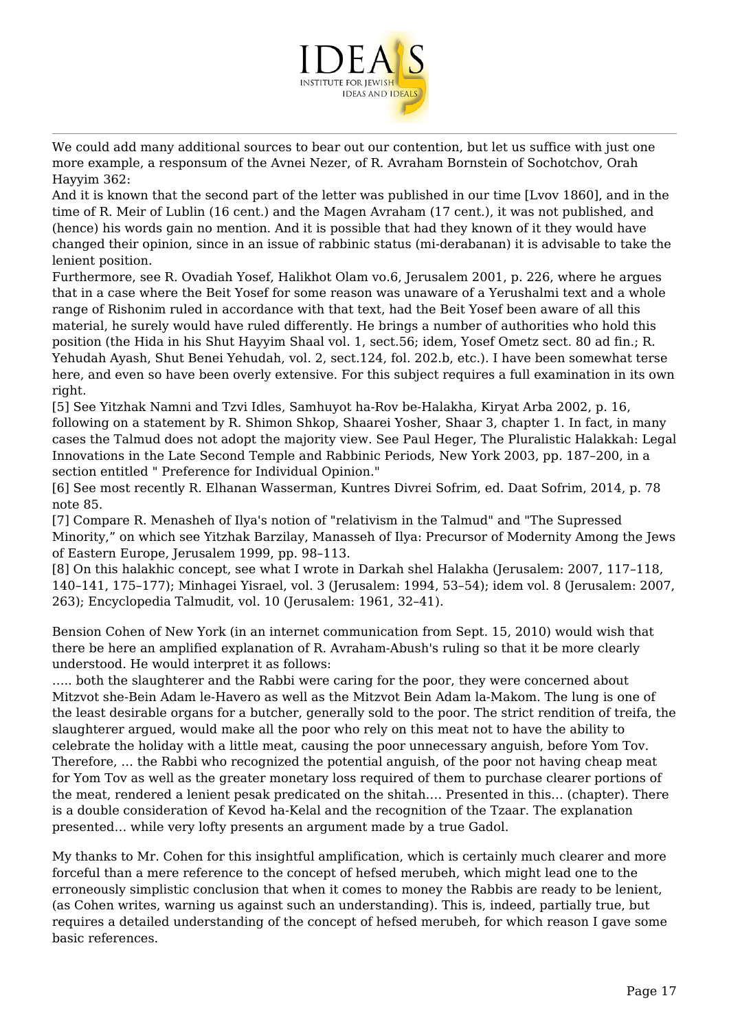We could add many additional sources to bear out our contention, but let us suffice with just one more example, a responsum of the Avnei Nezer, of R. Avraham Bornstein of Sochotchov, Orah Hayyim 362:

And it is known that the second part of the letter was published in our time [Lvov 1860], and in the time of R. Meir of Lublin (16 cent.) and the Magen Avraham (17 cent.), it was not published, and (hence) his words gain no mention. And it is possible that had they known of it they would have changed their opinion, since in an issue of rabbinic status (mi-derabanan) it is advisable to take the lenient position.

Furthermore, see R. Ovadiah Yosef, Halikhot Olam vo.6, Jerusalem 2001, p. 226, where he argues that in a case where the Beit Yosef for some reason was unaware of a Yerushalmi text and a whole range of Rishonim ruled in accordance with that text, had the Beit Yosef been aware of all this material, he surely would have ruled differently. He brings a number of authorities who hold this position (the Hida in his Shut Hayyim Shaal vol. 1, sect.56; idem, Yosef Ometz sect. 80 ad fin.; R. Yehudah Ayash, Shut Benei Yehudah, vol. 2, sect.124, fol. 202.b, etc.). I have been somewhat terse here, and even so have been overly extensive. For this subject requires a full examination in its own right.

[5] See Yitzhak Namni and Tzvi Idles, Samhuyot ha-Rov be-Halakha, Kiryat Arba 2002, p. 16, following on a statement by R. Shimon Shkop, Shaarei Yosher, Shaar 3, chapter 1. In fact, in many cases the Talmud does not adopt the majority view. See Paul Heger, The Pluralistic Halakkah: Legal Innovations in the Late Second Temple and Rabbinic Periods, New York 2003, pp. 187–200, in a section entitled " Preference for Individual Opinion."

[6] See most recently R. Elhanan Wasserman, Kuntres Divrei Sofrim, ed. Daat Sofrim, 2014, p. 78 note 85.

[7] Compare R. Menasheh of Ilya's notion of "relativism in the Talmud" and "The Supressed Minority," on which see Yitzhak Barzilay, Manasseh of Ilya: Precursor of Modernity Among the Jews of Eastern Europe, Jerusalem 1999, pp. 98–113.

[8] On this halakhic concept, see what I wrote in Darkah shel Halakha (Jerusalem: 2007, 117–118, 140–141, 175–177); Minhagei Yisrael, vol. 3 (Jerusalem: 1994, 53–54); idem vol. 8 (Jerusalem: 2007, 263); Encyclopedia Talmudit, vol. 10 (Jerusalem: 1961, 32–41).

Bension Cohen of New York (in an internet communication from Sept. 15, 2010) would wish that there be here an amplified explanation of R. Avraham-Abush's ruling so that it be more clearly understood. He would interpret it as follows:

….. both the slaughterer and the Rabbi were caring for the poor, they were concerned about Mitzvot she-Bein Adam le-Havero as well as the Mitzvot Bein Adam la-Makom. The lung is one of the least desirable organs for a butcher, generally sold to the poor. The strict rendition of treifa, the slaughterer argued, would make all the poor who rely on this meat not to have the ability to celebrate the holiday with a little meat, causing the poor unnecessary anguish, before Yom Tov. Therefore, … the Rabbi who recognized the potential anguish, of the poor not having cheap meat for Yom Tov as well as the greater monetary loss required of them to purchase clearer portions of the meat, rendered a lenient pesak predicated on the shitah…. Presented in this… (chapter). There is a double consideration of Kevod ha-Kelal and the recognition of the Tzaar. The explanation presented… while very lofty presents an argument made by a true Gadol.

My thanks to Mr. Cohen for this insightful amplification, which is certainly much clearer and more forceful than a mere reference to the concept of hefsed merubeh, which might lead one to the erroneously simplistic conclusion that when it comes to money the Rabbis are ready to be lenient, (as Cohen writes, warning us against such an understanding). This is, indeed, partially true, but requires a detailed understanding of the concept of hefsed merubeh, for which reason I gave some basic references.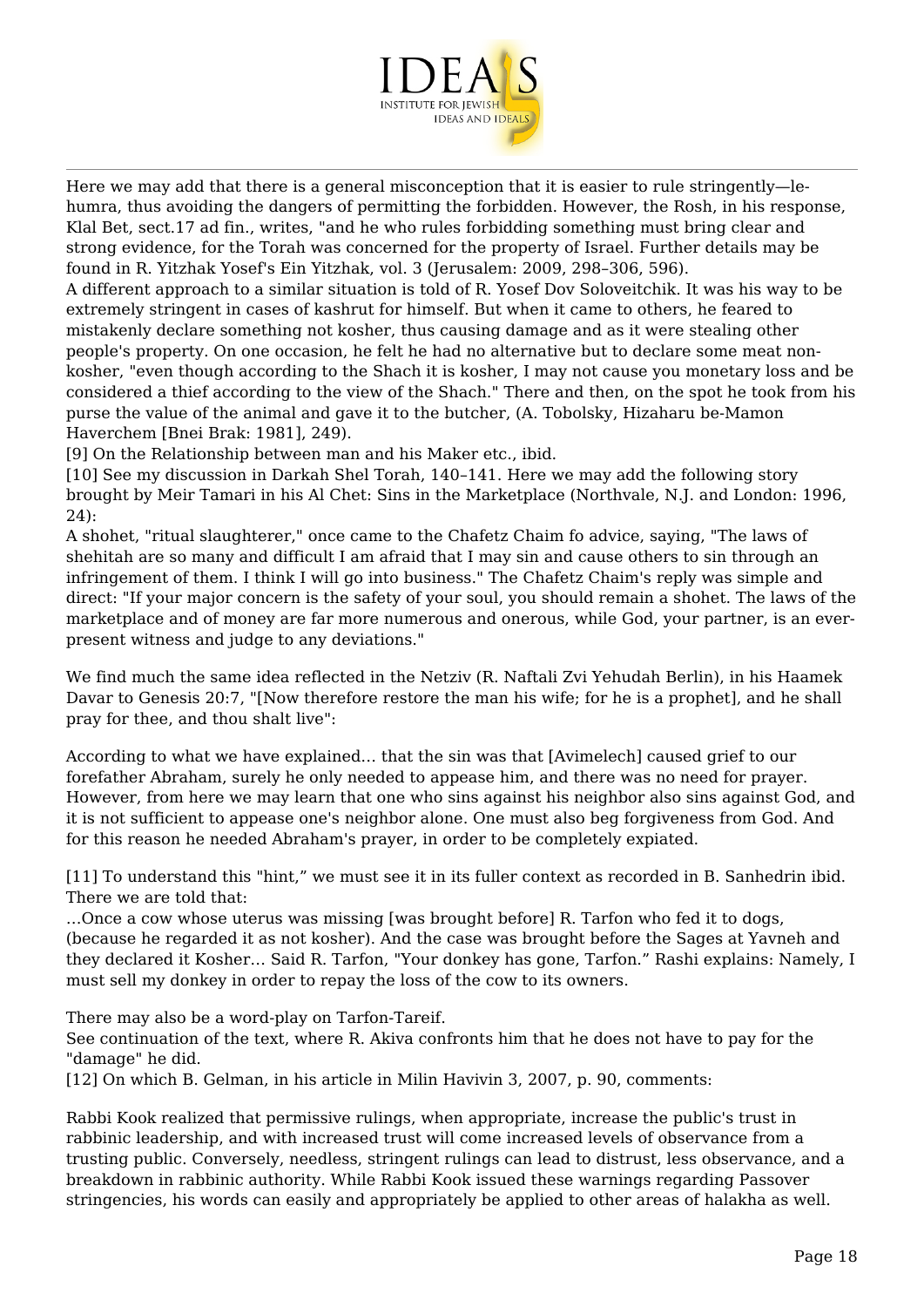Here we may add that there is a general misconception that it is easier to rule stringently—le-humra, thus avoiding the dangers of permitting the forbidden. However, the Rosh, in his response, Klal Bet, sect.17 ad fin., writes, "and he who rules forbidding something must bring clear and strong evidence, for the Torah was concerned for the property of Israel. Further details may be found in R. Yitzhak Yosef's Ein Yitzhak, vol. 3 (Jerusalem: 2009, 298–306, 596).

A different approach to a similar situation is told of R. Yosef Dov Soloveitchik. It was his way to be extremely stringent in cases of kashrut for himself. But when it came to others, he feared to mistakenly declare something not kosher, thus causing damage and as it were stealing other people's property. On one occasion, he felt he had no alternative but to declare some meat non-kosher, "even though according to the Shach it is kosher, I may not cause you monetary loss and be considered a thief according to the view of the Shach." There and then, on the spot he took from his purse the value of the animal and gave it to the butcher, (A. Tobolsky, Hizaharu be-Mamon Haverchem [Bnei Brak: 1981], 249).

[9] On the Relationship between man and his Maker etc., ibid.

[10] See my discussion in Darkah Shel Torah, 140–141. Here we may add the following story brought by Meir Tamari in his Al Chet: Sins in the Marketplace (Northvale, N.J. and London: 1996, 24):

A shohet, "ritual slaughterer," once came to the Chafetz Chaim fo advice, saying, "The laws of shehitah are so many and difficult I am afraid that I may sin and cause others to sin through an infringement of them. I think I will go into business." The Chafetz Chaim's reply was simple and direct: "If your major concern is the safety of your soul, you should remain a shohet. The laws of the marketplace and of money are far more numerous and onerous, while God, your partner, is an ever-present witness and judge to any deviations."

We find much the same idea reflected in the Netziv (R. Naftali Zvi Yehudah Berlin), in his Haamek Davar to Genesis 20:7, "[Now therefore restore the man his wife; for he is a prophet], and he shall pray for thee, and thou shalt live":

According to what we have explained… that the sin was that [Avimelech] caused grief to our forefather Abraham, surely he only needed to appease him, and there was no need for prayer. However, from here we may learn that one who sins against his neighbor also sins against God, and it is not sufficient to appease one's neighbor alone. One must also beg forgiveness from God. And for this reason he needed Abraham's prayer, in order to be completely expiated.

[11] To understand this "hint," we must see it in its fuller context as recorded in B. Sanhedrin ibid. There we are told that:

…Once a cow whose uterus was missing [was brought before] R. Tarfon who fed it to dogs, (because he regarded it as not kosher). And the case was brought before the Sages at Yavneh and they declared it Kosher… Said R. Tarfon, "Your donkey has gone, Tarfon." Rashi explains: Namely, I must sell my donkey in order to repay the loss of the cow to its owners.

There may also be a word-play on Tarfon-Tareif.

See continuation of the text, where R. Akiva confronts him that he does not have to pay for the "damage" he did.

[12] On which B. Gelman, in his article in Milin Havivin 3, 2007, p. 90, comments:

Rabbi Kook realized that permissive rulings, when appropriate, increase the public's trust in rabbinic leadership, and with increased trust will come increased levels of observance from a trusting public. Conversely, needless, stringent rulings can lead to distrust, less observance, and a breakdown in rabbinic authority. While Rabbi Kook issued these warnings regarding Passover stringencies, his words can easily and appropriately be applied to other areas of halakha as well.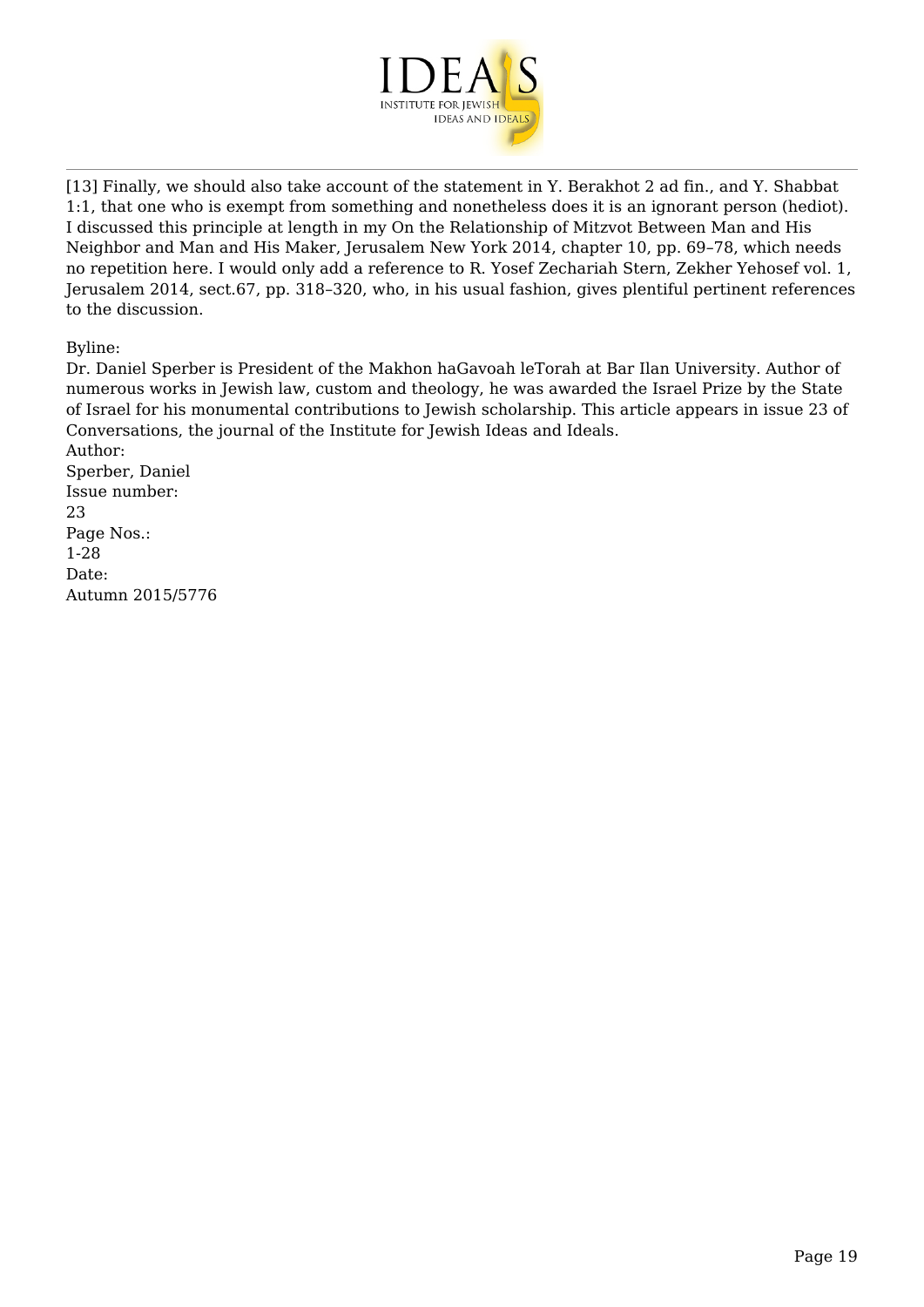[13] Finally, we should also take account of the statement in Y. Berakhot 2 ad fin., and Y. Shabbat 1:1, that one who is exempt from something and nonetheless does it is an ignorant person (hediot). I discussed this principle at length in my On the Relationship of Mitzvot Between Man and His Neighbor and Man and His Maker, Jerusalem New York 2014, chapter 10, pp. 69–78, which needs no repetition here. I would only add a reference to R. Yosef Zechariah Stern, Zekher Yehosef vol. 1, Jerusalem 2014, sect.67, pp. 318–320, who, in his usual fashion, gives plentiful pertinent references to the discussion.

Byline:
Dr. Daniel Sperber is President of the Makhon haGavoah leTorah at Bar Ilan University. Author of numerous works in Jewish law, custom and theology, he was awarded the Israel Prize by the State of Israel for his monumental contributions to Jewish scholarship. This article appears in issue 23 of Conversations, the journal of the Institute for Jewish Ideas and Ideals.

Author:
Sperber, Daniel

Issue number:
23

Page Nos.:
1-28

Date:
Autumn 2015/5776